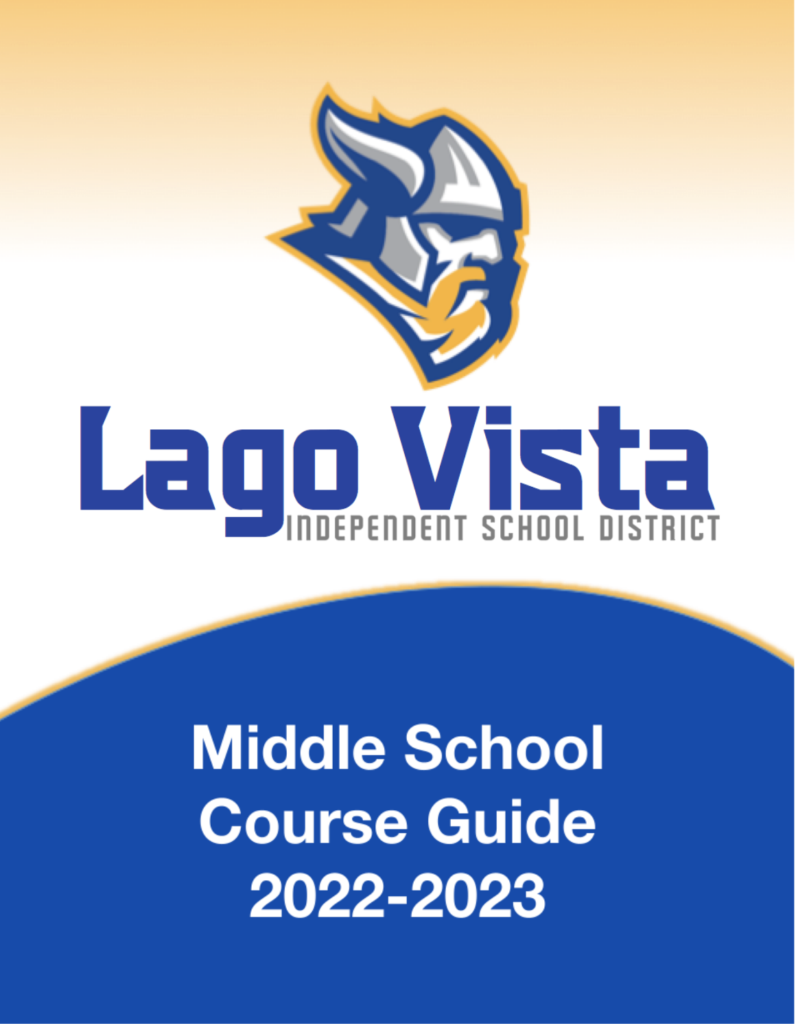# Lago Vista

INDEPENDENT SCHOOL DISTRICT

## Middle School Course Guide 2022-2023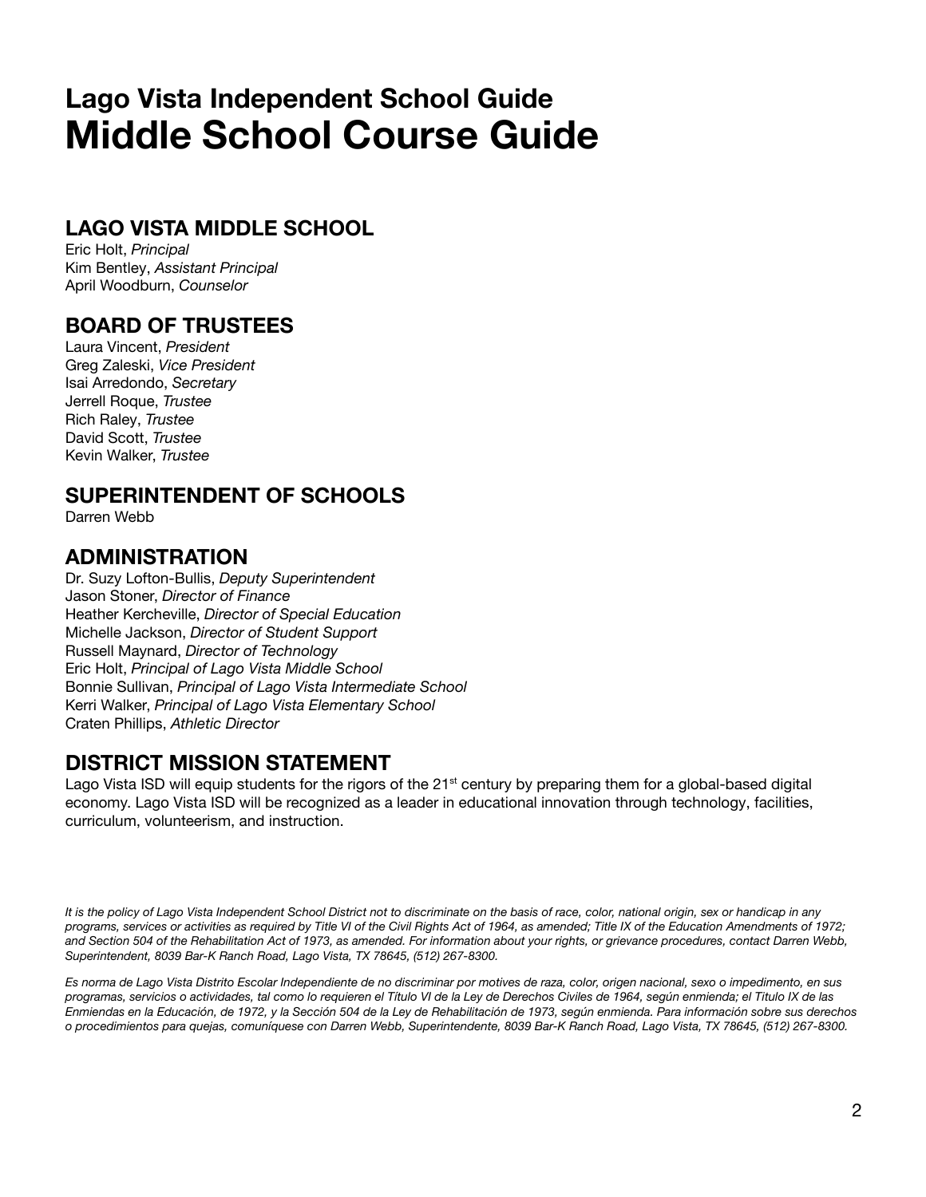# Lago Vista Independent School Guide
# Middle School Course Guide

## LAGO VISTA MIDDLE SCHOOL

Eric Holt, *Principal*
Kim Bentley, *Assistant Principal*
April Woodburn, *Counselor*

## BOARD OF TRUSTEES

Laura Vincent, *President*
Greg Zaleski, *Vice President*
Isai Arredondo, *Secretary*
Jerrell Roque, *Trustee*
Rich Raley, *Trustee*
David Scott, *Trustee*
Kevin Walker, *Trustee*

## SUPERINTENDENT OF SCHOOLS

Darren Webb

## ADMINISTRATION

Dr. Suzy Lofton-Bullis, *Deputy Superintendent*
Jason Stoner, *Director of Finance*
Heather Kercheville, *Director of Special Education*
Michelle Jackson, *Director of Student Support*
Russell Maynard, *Director of Technology*
Eric Holt, *Principal of Lago Vista Middle School*
Bonnie Sullivan, *Principal of Lago Vista Intermediate School*
Kerri Walker, *Principal of Lago Vista Elementary School*
Craten Phillips, *Athletic Director*

## DISTRICT MISSION STATEMENT

Lago Vista ISD will equip students for the rigors of the 21st century by preparing them for a global-based digital economy. Lago Vista ISD will be recognized as a leader in educational innovation through technology, facilities, curriculum, volunteerism, and instruction.

*It is the policy of Lago Vista Independent School District not to discriminate on the basis of race, color, national origin, sex or handicap in any programs, services or activities as required by Title VI of the Civil Rights Act of 1964, as amended; Title IX of the Education Amendments of 1972; and Section 504 of the Rehabilitation Act of 1973, as amended. For information about your rights, or grievance procedures, contact Darren Webb, Superintendent, 8039 Bar-K Ranch Road, Lago Vista, TX 78645, (512) 267-8300.*

*Es norma de Lago Vista Distrito Escolar Independiente de no discriminar por motives de raza, color, origen nacional, sexo o impedimento, en sus programas, servicios o actividades, tal como lo requieren el Título VI de la Ley de Derechos Civiles de 1964, según enmienda; el Titulo IX de las Enmiendas en la Educación, de 1972, y la Sección 504 de la Ley de Rehabilitación de 1973, según enmienda. Para información sobre sus derechos o procedimientos para quejas, comuníquese con Darren Webb, Superintendente, 8039 Bar-K Ranch Road, Lago Vista, TX 78645, (512) 267-8300.*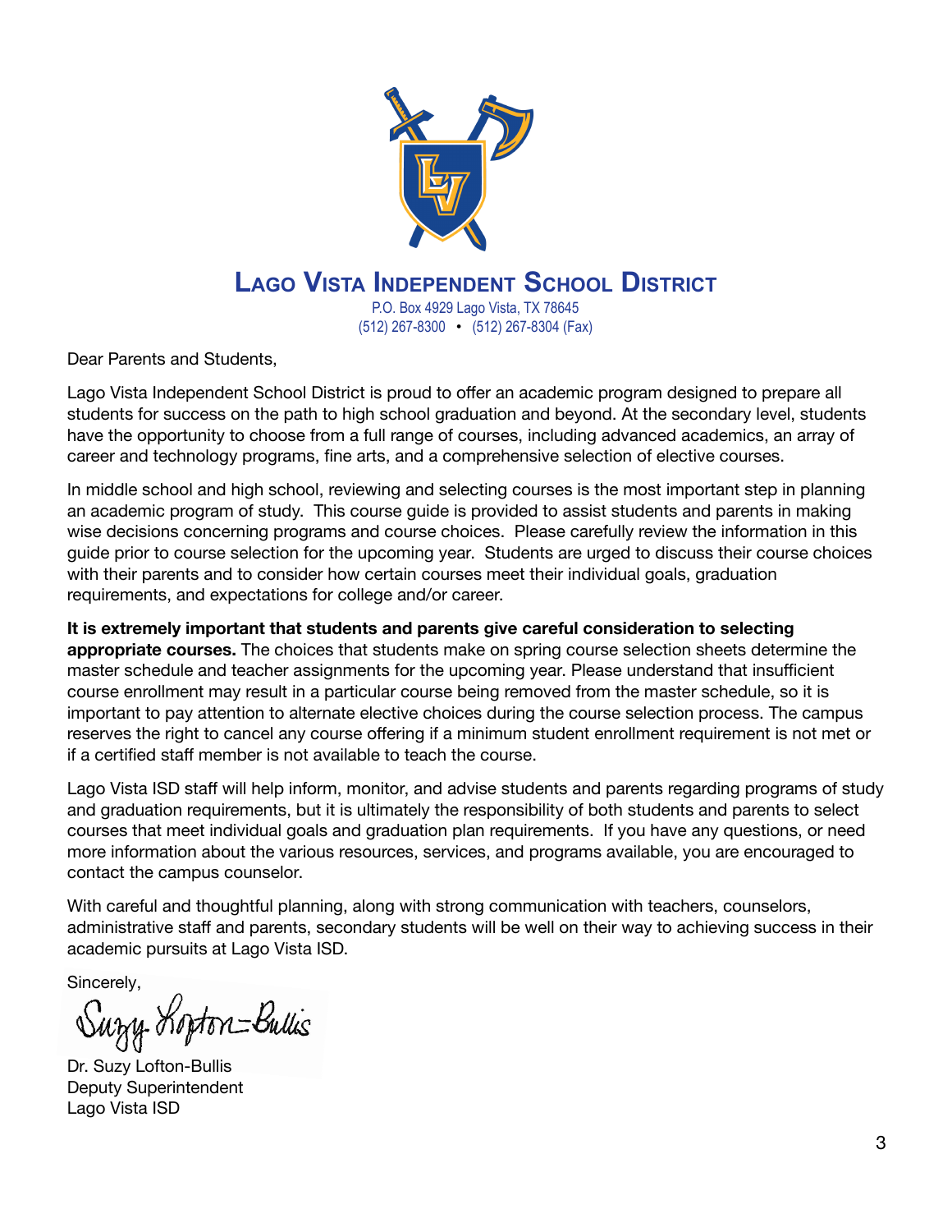# Lago Vista Independent School District

P.O. Box 4929 Lago Vista, TX 78645
(512) 267-8300 • (512) 267-8304 (Fax)

Dear Parents and Students,

Lago Vista Independent School District is proud to offer an academic program designed to prepare all students for success on the path to high school graduation and beyond. At the secondary level, students have the opportunity to choose from a full range of courses, including advanced academics, an array of career and technology programs, fine arts, and a comprehensive selection of elective courses.

In middle school and high school, reviewing and selecting courses is the most important step in planning an academic program of study. This course guide is provided to assist students and parents in making wise decisions concerning programs and course choices. Please carefully review the information in this guide prior to course selection for the upcoming year. Students are urged to discuss their course choices with their parents and to consider how certain courses meet their individual goals, graduation requirements, and expectations for college and/or career.

**It is extremely important that students and parents give careful consideration to selecting appropriate courses.** The choices that students make on spring course selection sheets determine the master schedule and teacher assignments for the upcoming year. Please understand that insufficient course enrollment may result in a particular course being removed from the master schedule, so it is important to pay attention to alternate elective choices during the course selection process. The campus reserves the right to cancel any course offering if a minimum student enrollment requirement is not met or if a certified staff member is not available to teach the course.

Lago Vista ISD staff will help inform, monitor, and advise students and parents regarding programs of study and graduation requirements, but it is ultimately the responsibility of both students and parents to select courses that meet individual goals and graduation plan requirements. If you have any questions, or need more information about the various resources, services, and programs available, you are encouraged to contact the campus counselor.

With careful and thoughtful planning, along with strong communication with teachers, counselors, administrative staff and parents, secondary students will be well on their way to achieving success in their academic pursuits at Lago Vista ISD.

Sincerely,

Suzy Lofton-Bullis

Dr. Suzy Lofton-Bullis
Deputy Superintendent
Lago Vista ISD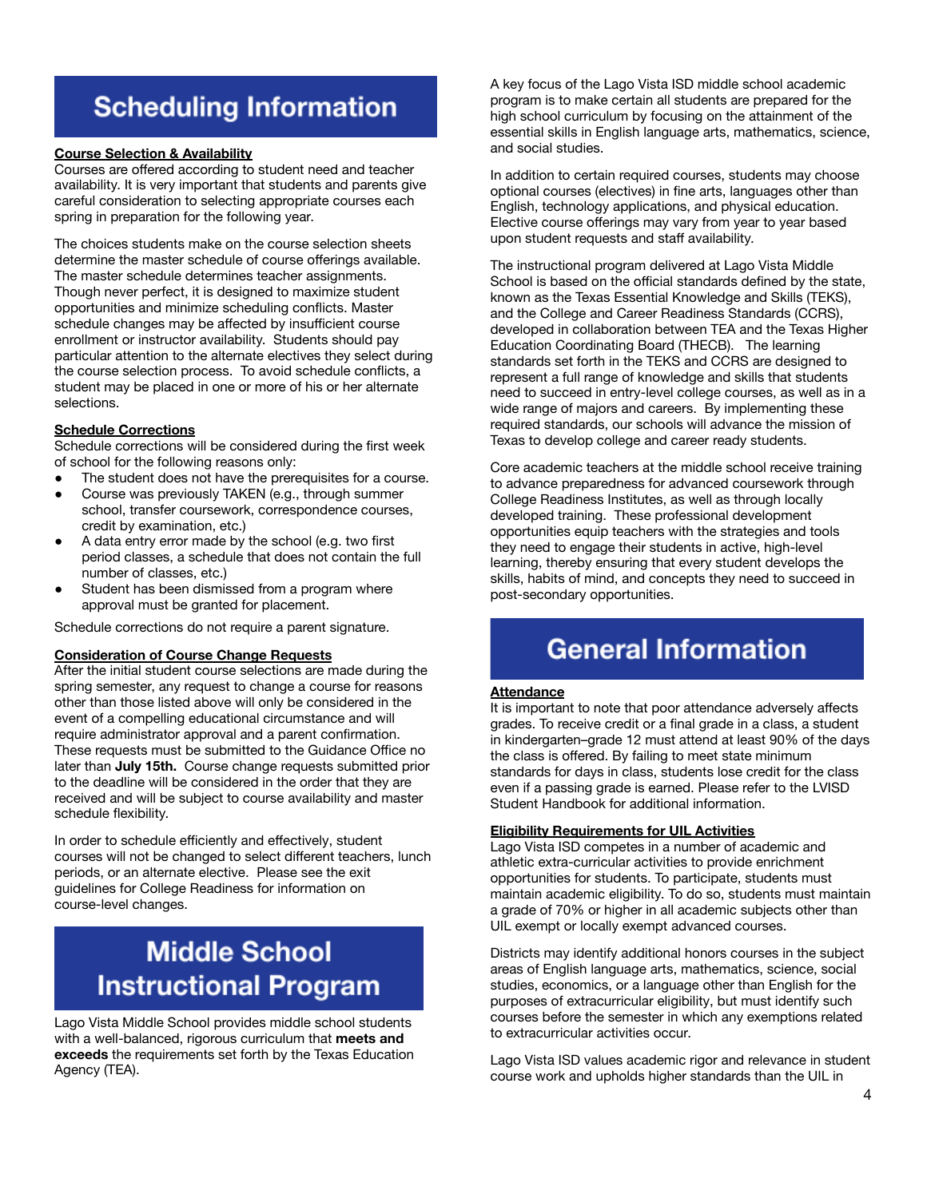# Scheduling Information

**Course Selection & Availability**

Courses are offered according to student need and teacher availability. It is very important that students and parents give careful consideration to selecting appropriate courses each spring in preparation for the following year.

The choices students make on the course selection sheets determine the master schedule of course offerings available. The master schedule determines teacher assignments. Though never perfect, it is designed to maximize student opportunities and minimize scheduling conflicts. Master schedule changes may be affected by insufficient course enrollment or instructor availability. Students should pay particular attention to the alternate electives they select during the course selection process. To avoid schedule conflicts, a student may be placed in one or more of his or her alternate selections.

**Schedule Corrections**

Schedule corrections will be considered during the first week of school for the following reasons only:

- The student does not have the prerequisites for a course.
- Course was previously TAKEN (e.g., through summer school, transfer coursework, correspondence courses, credit by examination, etc.)
- A data entry error made by the school (e.g. two first period classes, a schedule that does not contain the full number of classes, etc.)
- Student has been dismissed from a program where approval must be granted for placement.

Schedule corrections do not require a parent signature.

**Consideration of Course Change Requests**

After the initial student course selections are made during the spring semester, any request to change a course for reasons other than those listed above will only be considered in the event of a compelling educational circumstance and will require administrator approval and a parent confirmation. These requests must be submitted to the Guidance Office no later than **July 15th.** Course change requests submitted prior to the deadline will be considered in the order that they are received and will be subject to course availability and master schedule flexibility.

In order to schedule efficiently and effectively, student courses will not be changed to select different teachers, lunch periods, or an alternate elective. Please see the exit guidelines for College Readiness for information on course-level changes.

# Middle School Instructional Program

Lago Vista Middle School provides middle school students with a well-balanced, rigorous curriculum that **meets and exceeds** the requirements set forth by the Texas Education Agency (TEA).

A key focus of the Lago Vista ISD middle school academic program is to make certain all students are prepared for the high school curriculum by focusing on the attainment of the essential skills in English language arts, mathematics, science, and social studies.

In addition to certain required courses, students may choose optional courses (electives) in fine arts, languages other than English, technology applications, and physical education. Elective course offerings may vary from year to year based upon student requests and staff availability.

The instructional program delivered at Lago Vista Middle School is based on the official standards defined by the state, known as the Texas Essential Knowledge and Skills (TEKS), and the College and Career Readiness Standards (CCRS), developed in collaboration between TEA and the Texas Higher Education Coordinating Board (THECB). The learning standards set forth in the TEKS and CCRS are designed to represent a full range of knowledge and skills that students need to succeed in entry-level college courses, as well as in a wide range of majors and careers. By implementing these required standards, our schools will advance the mission of Texas to develop college and career ready students.

Core academic teachers at the middle school receive training to advance preparedness for advanced coursework through College Readiness Institutes, as well as through locally developed training. These professional development opportunities equip teachers with the strategies and tools they need to engage their students in active, high-level learning, thereby ensuring that every student develops the skills, habits of mind, and concepts they need to succeed in post-secondary opportunities.

# General Information

**Attendance**

It is important to note that poor attendance adversely affects grades. To receive credit or a final grade in a class, a student in kindergarten–grade 12 must attend at least 90% of the days the class is offered. By failing to meet state minimum standards for days in class, students lose credit for the class even if a passing grade is earned. Please refer to the LVISD Student Handbook for additional information.

**Eligibility Requirements for UIL Activities**

Lago Vista ISD competes in a number of academic and athletic extra-curricular activities to provide enrichment opportunities for students. To participate, students must maintain academic eligibility. To do so, students must maintain a grade of 70% or higher in all academic subjects other than UIL exempt or locally exempt advanced courses.

Districts may identify additional honors courses in the subject areas of English language arts, mathematics, science, social studies, economics, or a language other than English for the purposes of extracurricular eligibility, but must identify such courses before the semester in which any exemptions related to extracurricular activities occur.

Lago Vista ISD values academic rigor and relevance in student course work and upholds higher standards than the UIL in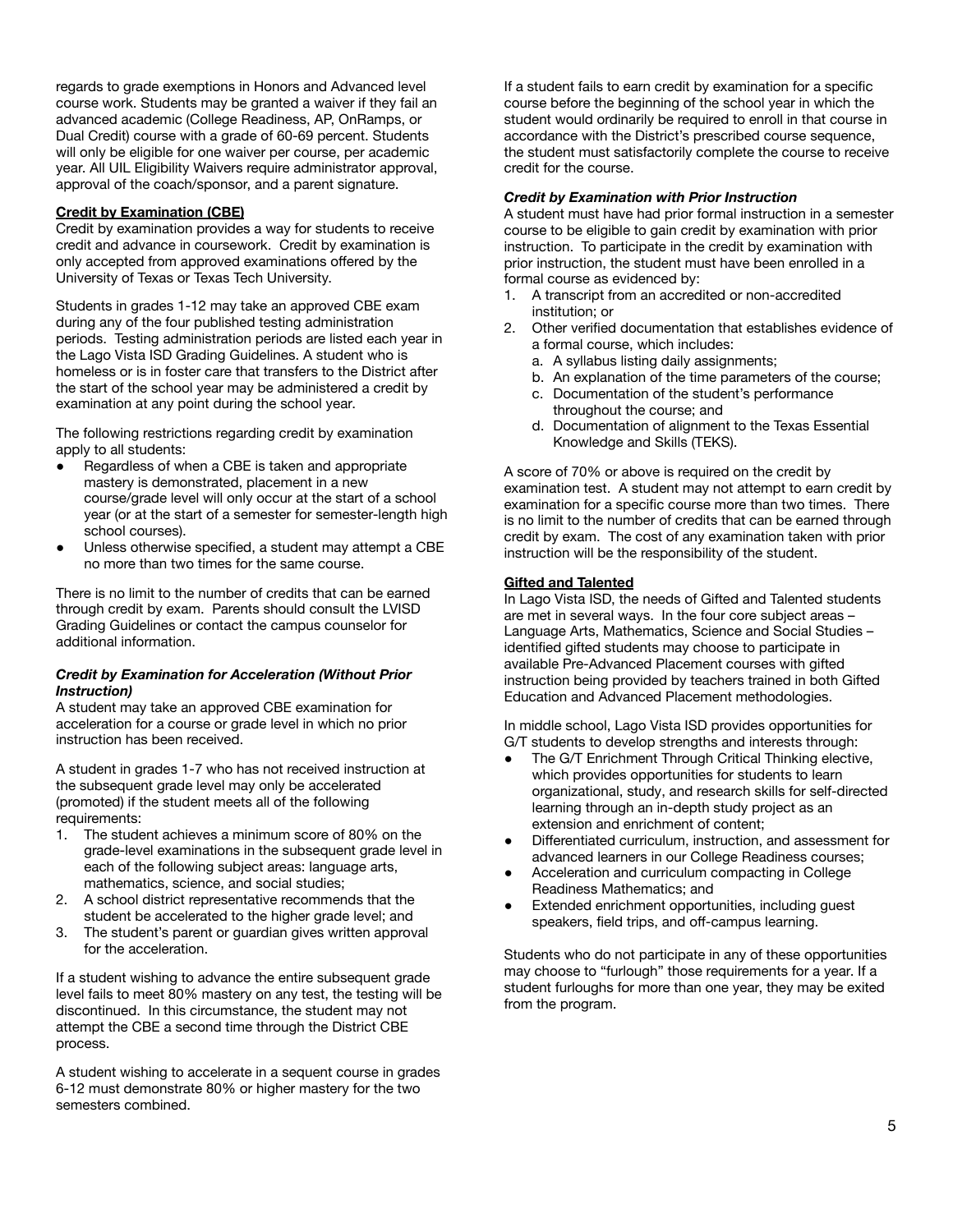regards to grade exemptions in Honors and Advanced level course work. Students may be granted a waiver if they fail an advanced academic (College Readiness, AP, OnRamps, or Dual Credit) course with a grade of 60-69 percent. Students will only be eligible for one waiver per course, per academic year. All UIL Eligibility Waivers require administrator approval, approval of the coach/sponsor, and a parent signature.

**Credit by Examination (CBE)**

Credit by examination provides a way for students to receive credit and advance in coursework. Credit by examination is only accepted from approved examinations offered by the University of Texas or Texas Tech University.

Students in grades 1-12 may take an approved CBE exam during any of the four published testing administration periods. Testing administration periods are listed each year in the Lago Vista ISD Grading Guidelines. A student who is homeless or is in foster care that transfers to the District after the start of the school year may be administered a credit by examination at any point during the school year.

The following restrictions regarding credit by examination apply to all students:

- Regardless of when a CBE is taken and appropriate mastery is demonstrated, placement in a new course/grade level will only occur at the start of a school year (or at the start of a semester for semester-length high school courses).
- Unless otherwise specified, a student may attempt a CBE no more than two times for the same course.

There is no limit to the number of credits that can be earned through credit by exam. Parents should consult the LVISD Grading Guidelines or contact the campus counselor for additional information.

***Credit by Examination for Acceleration (Without Prior Instruction)***

A student may take an approved CBE examination for acceleration for a course or grade level in which no prior instruction has been received.

A student in grades 1-7 who has not received instruction at the subsequent grade level may only be accelerated (promoted) if the student meets all of the following requirements:

1. The student achieves a minimum score of 80% on the grade-level examinations in the subsequent grade level in each of the following subject areas: language arts, mathematics, science, and social studies;
2. A school district representative recommends that the student be accelerated to the higher grade level; and
3. The student's parent or guardian gives written approval for the acceleration.

If a student wishing to advance the entire subsequent grade level fails to meet 80% mastery on any test, the testing will be discontinued. In this circumstance, the student may not attempt the CBE a second time through the District CBE process.

A student wishing to accelerate in a sequent course in grades 6-12 must demonstrate 80% or higher mastery for the two semesters combined.

If a student fails to earn credit by examination for a specific course before the beginning of the school year in which the student would ordinarily be required to enroll in that course in accordance with the District's prescribed course sequence, the student must satisfactorily complete the course to receive credit for the course.

***Credit by Examination with Prior Instruction***

A student must have had prior formal instruction in a semester course to be eligible to gain credit by examination with prior instruction. To participate in the credit by examination with prior instruction, the student must have been enrolled in a formal course as evidenced by:

1. A transcript from an accredited or non-accredited institution; or
2. Other verified documentation that establishes evidence of a formal course, which includes:
   a. A syllabus listing daily assignments;
   b. An explanation of the time parameters of the course;
   c. Documentation of the student's performance throughout the course; and
   d. Documentation of alignment to the Texas Essential Knowledge and Skills (TEKS).

A score of 70% or above is required on the credit by examination test. A student may not attempt to earn credit by examination for a specific course more than two times. There is no limit to the number of credits that can be earned through credit by exam. The cost of any examination taken with prior instruction will be the responsibility of the student.

**Gifted and Talented**

In Lago Vista ISD, the needs of Gifted and Talented students are met in several ways. In the four core subject areas – Language Arts, Mathematics, Science and Social Studies – identified gifted students may choose to participate in available Pre-Advanced Placement courses with gifted instruction being provided by teachers trained in both Gifted Education and Advanced Placement methodologies.

In middle school, Lago Vista ISD provides opportunities for G/T students to develop strengths and interests through:

- The G/T Enrichment Through Critical Thinking elective, which provides opportunities for students to learn organizational, study, and research skills for self-directed learning through an in-depth study project as an extension and enrichment of content;
- Differentiated curriculum, instruction, and assessment for advanced learners in our College Readiness courses;
- Acceleration and curriculum compacting in College Readiness Mathematics; and
- Extended enrichment opportunities, including guest speakers, field trips, and off-campus learning.

Students who do not participate in any of these opportunities may choose to "furlough" those requirements for a year. If a student furloughs for more than one year, they may be exited from the program.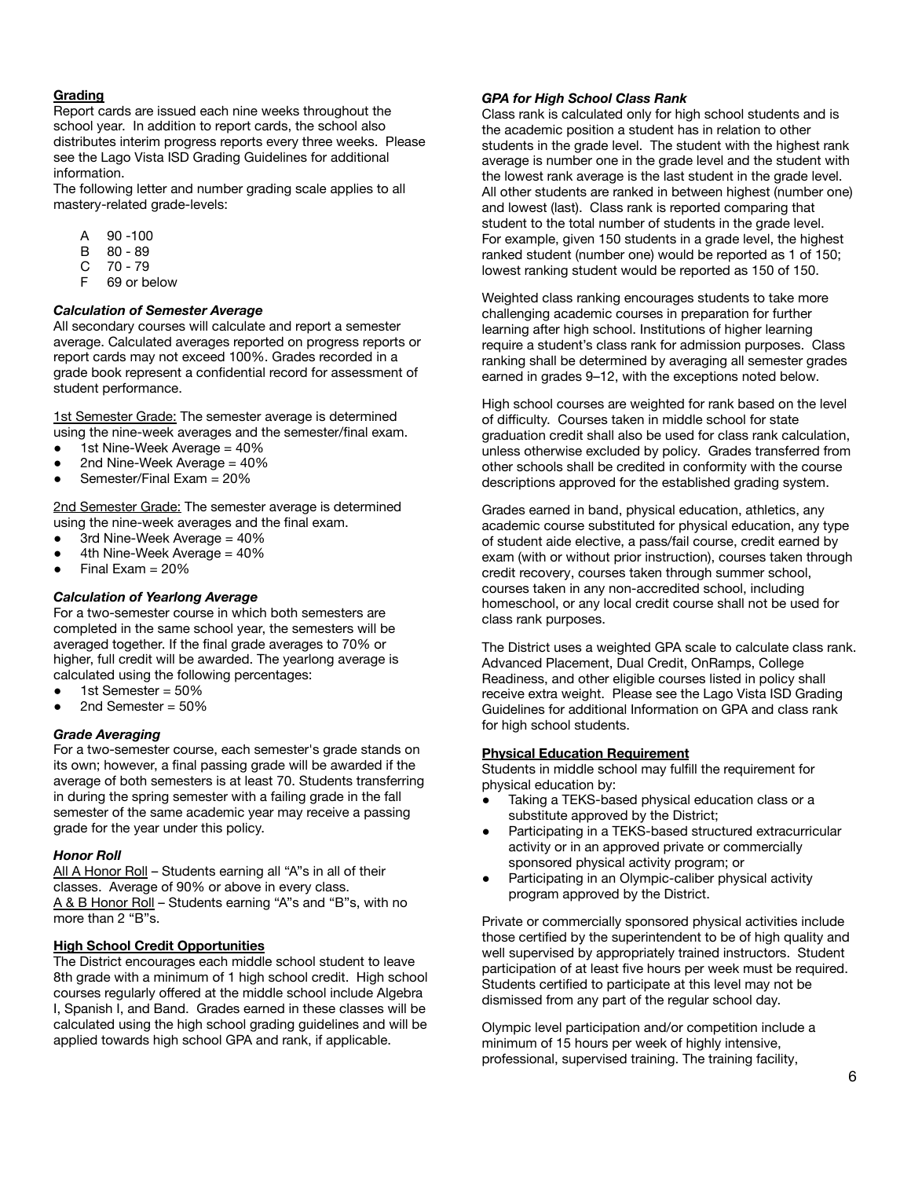## Grading

Report cards are issued each nine weeks throughout the school year. In addition to report cards, the school also distributes interim progress reports every three weeks. Please see the Lago Vista ISD Grading Guidelines for additional information.

The following letter and number grading scale applies to all mastery-related grade-levels:

- A 90 -100
- B 80 - 89
- C 70 - 79
- F 69 or below

### *Calculation of Semester Average*

All secondary courses will calculate and report a semester average. Calculated averages reported on progress reports or report cards may not exceed 100%. Grades recorded in a grade book represent a confidential record for assessment of student performance.

<u>1st Semester Grade:</u> The semester average is determined using the nine-week averages and the semester/final exam.

- 1st Nine-Week Average = 40%
- 2nd Nine-Week Average = 40%
- Semester/Final Exam = 20%

<u>2nd Semester Grade:</u> The semester average is determined using the nine-week averages and the final exam.

- 3rd Nine-Week Average = 40%
- 4th Nine-Week Average = 40%
- Final Exam = 20%

### *Calculation of Yearlong Average*

For a two-semester course in which both semesters are completed in the same school year, the semesters will be averaged together. If the final grade averages to 70% or higher, full credit will be awarded. The yearlong average is calculated using the following percentages:

- 1st Semester = 50%
- 2nd Semester = 50%

### *Grade Averaging*

For a two-semester course, each semester's grade stands on its own; however, a final passing grade will be awarded if the average of both semesters is at least 70. Students transferring in during the spring semester with a failing grade in the fall semester of the same academic year may receive a passing grade for the year under this policy.

### *Honor Roll*

<u>All A Honor Roll</u> – Students earning all "A"s in all of their classes. Average of 90% or above in every class.
<u>A & B Honor Roll</u> – Students earning "A"s and "B"s, with no more than 2 "B"s.

## High School Credit Opportunities

The District encourages each middle school student to leave 8th grade with a minimum of 1 high school credit. High school courses regularly offered at the middle school include Algebra I, Spanish I, and Band. Grades earned in these classes will be calculated using the high school grading guidelines and will be applied towards high school GPA and rank, if applicable.

### *GPA for High School Class Rank*

Class rank is calculated only for high school students and is the academic position a student has in relation to other students in the grade level. The student with the highest rank average is number one in the grade level and the student with the lowest rank average is the last student in the grade level. All other students are ranked in between highest (number one) and lowest (last). Class rank is reported comparing that student to the total number of students in the grade level. For example, given 150 students in a grade level, the highest ranked student (number one) would be reported as 1 of 150; lowest ranking student would be reported as 150 of 150.

Weighted class ranking encourages students to take more challenging academic courses in preparation for further learning after high school. Institutions of higher learning require a student's class rank for admission purposes. Class ranking shall be determined by averaging all semester grades earned in grades 9–12, with the exceptions noted below.

High school courses are weighted for rank based on the level of difficulty. Courses taken in middle school for state graduation credit shall also be used for class rank calculation, unless otherwise excluded by policy. Grades transferred from other schools shall be credited in conformity with the course descriptions approved for the established grading system.

Grades earned in band, physical education, athletics, any academic course substituted for physical education, any type of student aide elective, a pass/fail course, credit earned by exam (with or without prior instruction), courses taken through credit recovery, courses taken through summer school, courses taken in any non-accredited school, including homeschool, or any local credit course shall not be used for class rank purposes.

The District uses a weighted GPA scale to calculate class rank. Advanced Placement, Dual Credit, OnRamps, College Readiness, and other eligible courses listed in policy shall receive extra weight. Please see the Lago Vista ISD Grading Guidelines for additional Information on GPA and class rank for high school students.

## Physical Education Requirement

Students in middle school may fulfill the requirement for physical education by:

- Taking a TEKS-based physical education class or a substitute approved by the District;
- Participating in a TEKS-based structured extracurricular activity or in an approved private or commercially sponsored physical activity program; or
- Participating in an Olympic-caliber physical activity program approved by the District.

Private or commercially sponsored physical activities include those certified by the superintendent to be of high quality and well supervised by appropriately trained instructors. Student participation of at least five hours per week must be required. Students certified to participate at this level may not be dismissed from any part of the regular school day.

Olympic level participation and/or competition include a minimum of 15 hours per week of highly intensive, professional, supervised training. The training facility,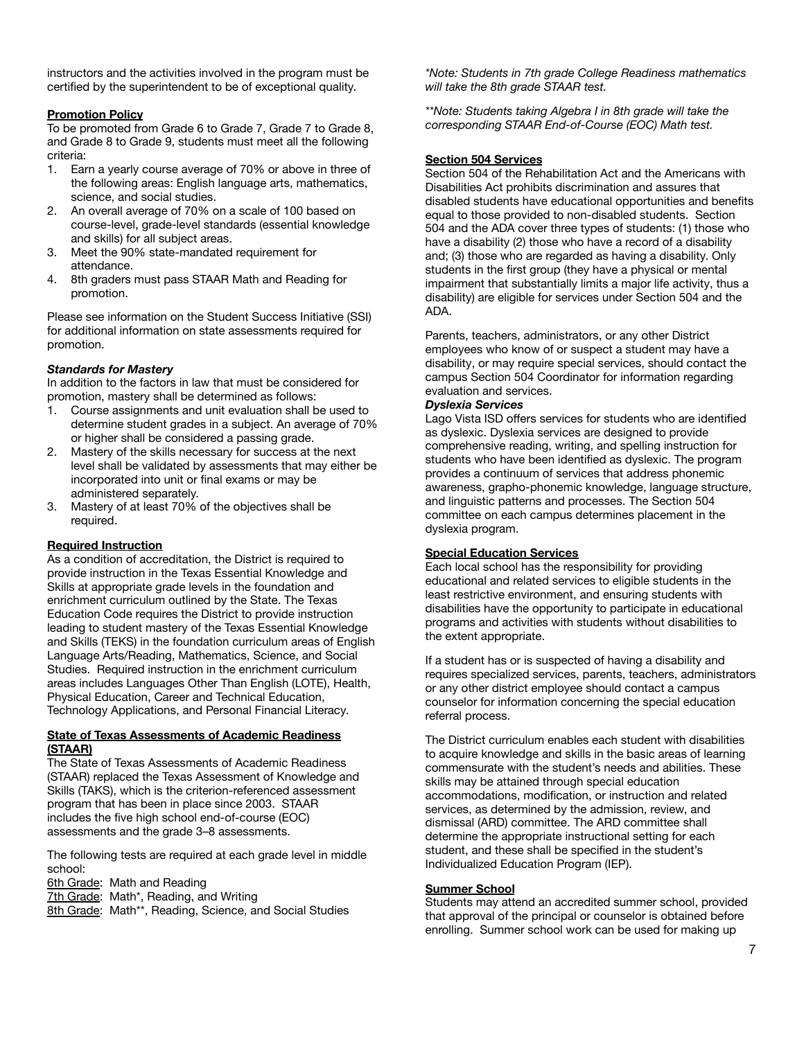instructors and the activities involved in the program must be certified by the superintendent to be of exceptional quality.

## Promotion Policy

To be promoted from Grade 6 to Grade 7, Grade 7 to Grade 8, and Grade 8 to Grade 9, students must meet all the following criteria:

1. Earn a yearly course average of 70% or above in three of the following areas: English language arts, mathematics, science, and social studies.
2. An overall average of 70% on a scale of 100 based on course-level, grade-level standards (essential knowledge and skills) for all subject areas.
3. Meet the 90% state-mandated requirement for attendance.
4. 8th graders must pass STAAR Math and Reading for promotion.

Please see information on the Student Success Initiative (SSI) for additional information on state assessments required for promotion.

### *Standards for Mastery*

In addition to the factors in law that must be considered for promotion, mastery shall be determined as follows:

1. Course assignments and unit evaluation shall be used to determine student grades in a subject. An average of 70% or higher shall be considered a passing grade.
2. Mastery of the skills necessary for success at the next level shall be validated by assessments that may either be incorporated into unit or final exams or may be administered separately.
3. Mastery of at least 70% of the objectives shall be required.

## Required Instruction

As a condition of accreditation, the District is required to provide instruction in the Texas Essential Knowledge and Skills at appropriate grade levels in the foundation and enrichment curriculum outlined by the State. The Texas Education Code requires the District to provide instruction leading to student mastery of the Texas Essential Knowledge and Skills (TEKS) in the foundation curriculum areas of English Language Arts/Reading, Mathematics, Science, and Social Studies. Required instruction in the enrichment curriculum areas includes Languages Other Than English (LOTE), Health, Physical Education, Career and Technical Education, Technology Applications, and Personal Financial Literacy.

## State of Texas Assessments of Academic Readiness (STAAR)

The State of Texas Assessments of Academic Readiness (STAAR) replaced the Texas Assessment of Knowledge and Skills (TAKS), which is the criterion-referenced assessment program that has been in place since 2003. STAAR includes the five high school end-of-course (EOC) assessments and the grade 3–8 assessments.

The following tests are required at each grade level in middle school:

6th Grade: Math and Reading
7th Grade: Math*, Reading, and Writing
8th Grade: Math**, Reading, Science, and Social Studies

*\*Note: Students in 7th grade College Readiness mathematics will take the 8th grade STAAR test.*

*\*\*Note: Students taking Algebra I in 8th grade will take the corresponding STAAR End-of-Course (EOC) Math test.*

## Section 504 Services

Section 504 of the Rehabilitation Act and the Americans with Disabilities Act prohibits discrimination and assures that disabled students have educational opportunities and benefits equal to those provided to non-disabled students. Section 504 and the ADA cover three types of students: (1) those who have a disability (2) those who have a record of a disability and; (3) those who are regarded as having a disability. Only students in the first group (they have a physical or mental impairment that substantially limits a major life activity, thus a disability) are eligible for services under Section 504 and the ADA.

Parents, teachers, administrators, or any other District employees who know of or suspect a student may have a disability, or may require special services, should contact the campus Section 504 Coordinator for information regarding evaluation and services.

### *Dyslexia Services*

Lago Vista ISD offers services for students who are identified as dyslexic. Dyslexia services are designed to provide comprehensive reading, writing, and spelling instruction for students who have been identified as dyslexic. The program provides a continuum of services that address phonemic awareness, grapho-phonemic knowledge, language structure, and linguistic patterns and processes. The Section 504 committee on each campus determines placement in the dyslexia program.

## Special Education Services

Each local school has the responsibility for providing educational and related services to eligible students in the least restrictive environment, and ensuring students with disabilities have the opportunity to participate in educational programs and activities with students without disabilities to the extent appropriate.

If a student has or is suspected of having a disability and requires specialized services, parents, teachers, administrators or any other district employee should contact a campus counselor for information concerning the special education referral process.

The District curriculum enables each student with disabilities to acquire knowledge and skills in the basic areas of learning commensurate with the student's needs and abilities. These skills may be attained through special education accommodations, modification, or instruction and related services, as determined by the admission, review, and dismissal (ARD) committee. The ARD committee shall determine the appropriate instructional setting for each student, and these shall be specified in the student's Individualized Education Program (IEP).

## Summer School

Students may attend an accredited summer school, provided that approval of the principal or counselor is obtained before enrolling. Summer school work can be used for making up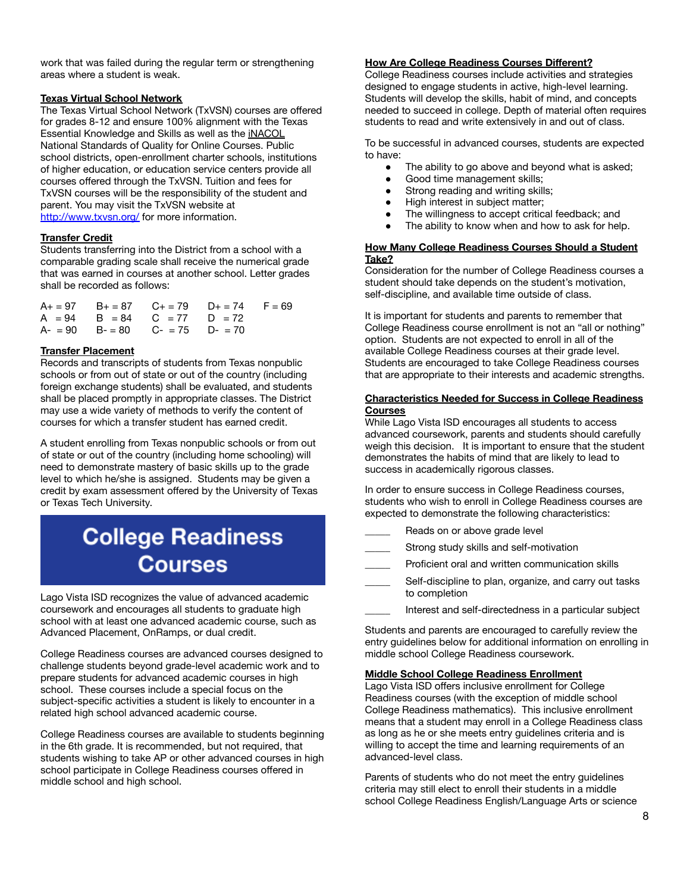work that was failed during the regular term or strengthening areas where a student is weak.

**Texas Virtual School Network**

The Texas Virtual School Network (TxVSN) courses are offered for grades 8-12 and ensure 100% alignment with the Texas Essential Knowledge and Skills as well as the iNACOL National Standards of Quality for Online Courses. Public school districts, open-enrollment charter schools, institutions of higher education, or education service centers provide all courses offered through the TxVSN. Tuition and fees for TxVSN courses will be the responsibility of the student and parent. You may visit the TxVSN website at http://www.txvsn.org/ for more information.

**Transfer Credit**

Students transferring into the District from a school with a comparable grading scale shall receive the numerical grade that was earned in courses at another school. Letter grades shall be recorded as follows:

| | | | | |
|---|---|---|---|---|
| A+ = 97 | B+ = 87 | C+ = 79 | D+ = 74 | F = 69 |
| A = 94 | B = 84 | C = 77 | D = 72 | |
| A- = 90 | B- = 80 | C- = 75 | D- = 70 | |

**Transfer Placement**

Records and transcripts of students from Texas nonpublic schools or from out of state or out of the country (including foreign exchange students) shall be evaluated, and students shall be placed promptly in appropriate classes. The District may use a wide variety of methods to verify the content of courses for which a transfer student has earned credit.

A student enrolling from Texas nonpublic schools or from out of state or out of the country (including home schooling) will need to demonstrate mastery of basic skills up to the grade level to which he/she is assigned. Students may be given a credit by exam assessment offered by the University of Texas or Texas Tech University.

# College Readiness Courses

Lago Vista ISD recognizes the value of advanced academic coursework and encourages all students to graduate high school with at least one advanced academic course, such as Advanced Placement, OnRamps, or dual credit.

College Readiness courses are advanced courses designed to challenge students beyond grade-level academic work and to prepare students for advanced academic courses in high school. These courses include a special focus on the subject-specific activities a student is likely to encounter in a related high school advanced academic course.

College Readiness courses are available to students beginning in the 6th grade. It is recommended, but not required, that students wishing to take AP or other advanced courses in high school participate in College Readiness courses offered in middle school and high school.

**How Are College Readiness Courses Different?**

College Readiness courses include activities and strategies designed to engage students in active, high-level learning. Students will develop the skills, habit of mind, and concepts needed to succeed in college. Depth of material often requires students to read and write extensively in and out of class.

To be successful in advanced courses, students are expected to have:

- The ability to go above and beyond what is asked;
- Good time management skills;
- Strong reading and writing skills;
- High interest in subject matter;
- The willingness to accept critical feedback; and
- The ability to know when and how to ask for help.

**How Many College Readiness Courses Should a Student Take?**

Consideration for the number of College Readiness courses a student should take depends on the student's motivation, self-discipline, and available time outside of class.

It is important for students and parents to remember that College Readiness course enrollment is not an "all or nothing" option. Students are not expected to enroll in all of the available College Readiness courses at their grade level. Students are encouraged to take College Readiness courses that are appropriate to their interests and academic strengths.

**Characteristics Needed for Success in College Readiness Courses**

While Lago Vista ISD encourages all students to access advanced coursework, parents and students should carefully weigh this decision. It is important to ensure that the student demonstrates the habits of mind that are likely to lead to success in academically rigorous classes.

In order to ensure success in College Readiness courses, students who wish to enroll in College Readiness courses are expected to demonstrate the following characteristics:

_____ Reads on or above grade level

_____ Strong study skills and self-motivation

_____ Proficient oral and written communication skills

_____ Self-discipline to plan, organize, and carry out tasks to completion

_____ Interest and self-directedness in a particular subject

Students and parents are encouraged to carefully review the entry guidelines below for additional information on enrolling in middle school College Readiness coursework.

**Middle School College Readiness Enrollment**

Lago Vista ISD offers inclusive enrollment for College Readiness courses (with the exception of middle school College Readiness mathematics). This inclusive enrollment means that a student may enroll in a College Readiness class as long as he or she meets entry guidelines criteria and is willing to accept the time and learning requirements of an advanced-level class.

Parents of students who do not meet the entry guidelines criteria may still elect to enroll their students in a middle school College Readiness English/Language Arts or science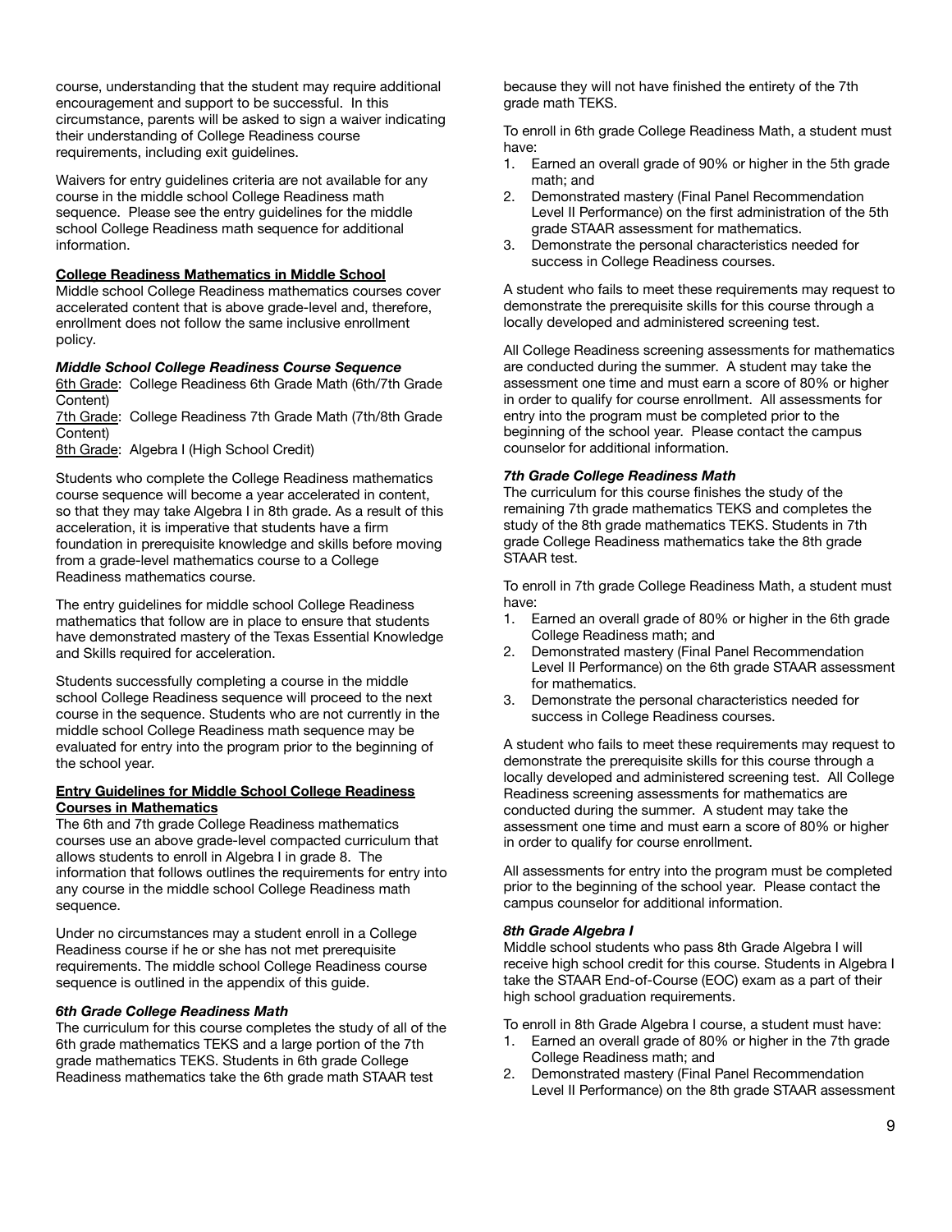course, understanding that the student may require additional encouragement and support to be successful. In this circumstance, parents will be asked to sign a waiver indicating their understanding of College Readiness course requirements, including exit guidelines.

Waivers for entry guidelines criteria are not available for any course in the middle school College Readiness math sequence. Please see the entry guidelines for the middle school College Readiness math sequence for additional information.

**College Readiness Mathematics in Middle School**

Middle school College Readiness mathematics courses cover accelerated content that is above grade-level and, therefore, enrollment does not follow the same inclusive enrollment policy.

***Middle School College Readiness Course Sequence***

6th Grade: College Readiness 6th Grade Math (6th/7th Grade Content)
7th Grade: College Readiness 7th Grade Math (7th/8th Grade Content)
8th Grade: Algebra I (High School Credit)

Students who complete the College Readiness mathematics course sequence will become a year accelerated in content, so that they may take Algebra I in 8th grade. As a result of this acceleration, it is imperative that students have a firm foundation in prerequisite knowledge and skills before moving from a grade-level mathematics course to a College Readiness mathematics course.

The entry guidelines for middle school College Readiness mathematics that follow are in place to ensure that students have demonstrated mastery of the Texas Essential Knowledge and Skills required for acceleration.

Students successfully completing a course in the middle school College Readiness sequence will proceed to the next course in the sequence. Students who are not currently in the middle school College Readiness math sequence may be evaluated for entry into the program prior to the beginning of the school year.

**Entry Guidelines for Middle School College Readiness Courses in Mathematics**

The 6th and 7th grade College Readiness mathematics courses use an above grade-level compacted curriculum that allows students to enroll in Algebra I in grade 8. The information that follows outlines the requirements for entry into any course in the middle school College Readiness math sequence.

Under no circumstances may a student enroll in a College Readiness course if he or she has not met prerequisite requirements. The middle school College Readiness course sequence is outlined in the appendix of this guide.

***6th Grade College Readiness Math***

The curriculum for this course completes the study of all of the 6th grade mathematics TEKS and a large portion of the 7th grade mathematics TEKS. Students in 6th grade College Readiness mathematics take the 6th grade math STAAR test because they will not have finished the entirety of the 7th grade math TEKS.

To enroll in 6th grade College Readiness Math, a student must have:

1. Earned an overall grade of 90% or higher in the 5th grade math; and
2. Demonstrated mastery (Final Panel Recommendation Level II Performance) on the first administration of the 5th grade STAAR assessment for mathematics.
3. Demonstrate the personal characteristics needed for success in College Readiness courses.

A student who fails to meet these requirements may request to demonstrate the prerequisite skills for this course through a locally developed and administered screening test.

All College Readiness screening assessments for mathematics are conducted during the summer. A student may take the assessment one time and must earn a score of 80% or higher in order to qualify for course enrollment. All assessments for entry into the program must be completed prior to the beginning of the school year. Please contact the campus counselor for additional information.

***7th Grade College Readiness Math***

The curriculum for this course finishes the study of the remaining 7th grade mathematics TEKS and completes the study of the 8th grade mathematics TEKS. Students in 7th grade College Readiness mathematics take the 8th grade STAAR test.

To enroll in 7th grade College Readiness Math, a student must have:

1. Earned an overall grade of 80% or higher in the 6th grade College Readiness math; and
2. Demonstrated mastery (Final Panel Recommendation Level II Performance) on the 6th grade STAAR assessment for mathematics.
3. Demonstrate the personal characteristics needed for success in College Readiness courses.

A student who fails to meet these requirements may request to demonstrate the prerequisite skills for this course through a locally developed and administered screening test. All College Readiness screening assessments for mathematics are conducted during the summer. A student may take the assessment one time and must earn a score of 80% or higher in order to qualify for course enrollment.

All assessments for entry into the program must be completed prior to the beginning of the school year. Please contact the campus counselor for additional information.

***8th Grade Algebra I***

Middle school students who pass 8th Grade Algebra I will receive high school credit for this course. Students in Algebra I take the STAAR End-of-Course (EOC) exam as a part of their high school graduation requirements.

To enroll in 8th Grade Algebra I course, a student must have:

1. Earned an overall grade of 80% or higher in the 7th grade College Readiness math; and
2. Demonstrated mastery (Final Panel Recommendation Level II Performance) on the 8th grade STAAR assessment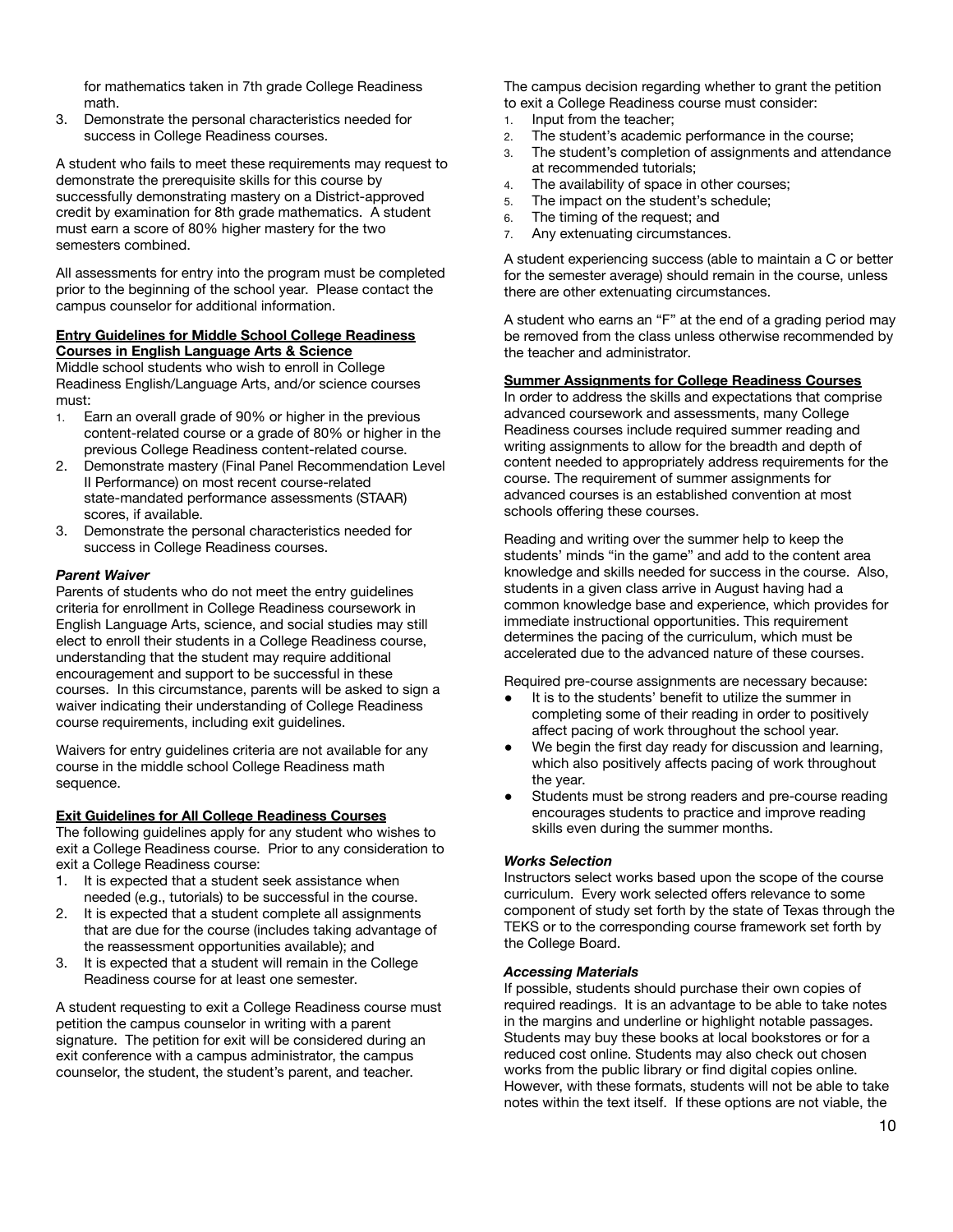for mathematics taken in 7th grade College Readiness math.

3. Demonstrate the personal characteristics needed for success in College Readiness courses.

A student who fails to meet these requirements may request to demonstrate the prerequisite skills for this course by successfully demonstrating mastery on a District-approved credit by examination for 8th grade mathematics. A student must earn a score of 80% higher mastery for the two semesters combined.

All assessments for entry into the program must be completed prior to the beginning of the school year. Please contact the campus counselor for additional information.

**Entry Guidelines for Middle School College Readiness Courses in English Language Arts & Science**

Middle school students who wish to enroll in College Readiness English/Language Arts, and/or science courses must:

1. Earn an overall grade of 90% or higher in the previous content-related course or a grade of 80% or higher in the previous College Readiness content-related course.
2. Demonstrate mastery (Final Panel Recommendation Level II Performance) on most recent course-related state-mandated performance assessments (STAAR) scores, if available.
3. Demonstrate the personal characteristics needed for success in College Readiness courses.

***Parent Waiver***

Parents of students who do not meet the entry guidelines criteria for enrollment in College Readiness coursework in English Language Arts, science, and social studies may still elect to enroll their students in a College Readiness course, understanding that the student may require additional encouragement and support to be successful in these courses. In this circumstance, parents will be asked to sign a waiver indicating their understanding of College Readiness course requirements, including exit guidelines.

Waivers for entry guidelines criteria are not available for any course in the middle school College Readiness math sequence.

**Exit Guidelines for All College Readiness Courses**

The following guidelines apply for any student who wishes to exit a College Readiness course. Prior to any consideration to exit a College Readiness course:

1. It is expected that a student seek assistance when needed (e.g., tutorials) to be successful in the course.
2. It is expected that a student complete all assignments that are due for the course (includes taking advantage of the reassessment opportunities available); and
3. It is expected that a student will remain in the College Readiness course for at least one semester.

A student requesting to exit a College Readiness course must petition the campus counselor in writing with a parent signature. The petition for exit will be considered during an exit conference with a campus administrator, the campus counselor, the student, the student's parent, and teacher.

The campus decision regarding whether to grant the petition to exit a College Readiness course must consider:

1. Input from the teacher;
2. The student's academic performance in the course;
3. The student's completion of assignments and attendance at recommended tutorials;
4. The availability of space in other courses;
5. The impact on the student's schedule;
6. The timing of the request; and
7. Any extenuating circumstances.

A student experiencing success (able to maintain a C or better for the semester average) should remain in the course, unless there are other extenuating circumstances.

A student who earns an "F" at the end of a grading period may be removed from the class unless otherwise recommended by the teacher and administrator.

**Summer Assignments for College Readiness Courses**

In order to address the skills and expectations that comprise advanced coursework and assessments, many College Readiness courses include required summer reading and writing assignments to allow for the breadth and depth of content needed to appropriately address requirements for the course. The requirement of summer assignments for advanced courses is an established convention at most schools offering these courses.

Reading and writing over the summer help to keep the students' minds "in the game" and add to the content area knowledge and skills needed for success in the course. Also, students in a given class arrive in August having had a common knowledge base and experience, which provides for immediate instructional opportunities. This requirement determines the pacing of the curriculum, which must be accelerated due to the advanced nature of these courses.

Required pre-course assignments are necessary because:

- It is to the students' benefit to utilize the summer in completing some of their reading in order to positively affect pacing of work throughout the school year.
- We begin the first day ready for discussion and learning, which also positively affects pacing of work throughout the year.
- Students must be strong readers and pre-course reading encourages students to practice and improve reading skills even during the summer months.

***Works Selection***

Instructors select works based upon the scope of the course curriculum. Every work selected offers relevance to some component of study set forth by the state of Texas through the TEKS or to the corresponding course framework set forth by the College Board.

***Accessing Materials***

If possible, students should purchase their own copies of required readings. It is an advantage to be able to take notes in the margins and underline or highlight notable passages. Students may buy these books at local bookstores or for a reduced cost online. Students may also check out chosen works from the public library or find digital copies online. However, with these formats, students will not be able to take notes within the text itself. If these options are not viable, the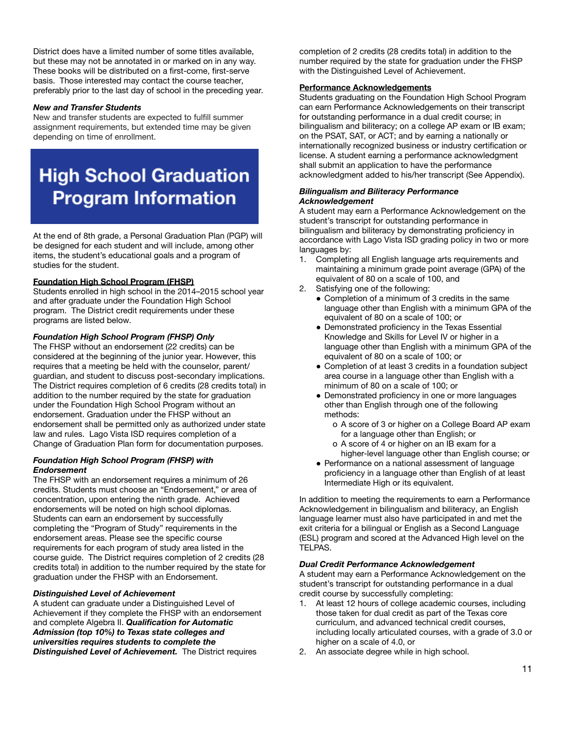District does have a limited number of some titles available, but these may not be annotated in or marked on in any way. These books will be distributed on a first-come, first-serve basis. Those interested may contact the course teacher, preferably prior to the last day of school in the preceding year.

***New and Transfer Students***

New and transfer students are expected to fulfill summer assignment requirements, but extended time may be given depending on time of enrollment.

# High School Graduation Program Information

At the end of 8th grade, a Personal Graduation Plan (PGP) will be designed for each student and will include, among other items, the student's educational goals and a program of studies for the student.

**Foundation High School Program (FHSP)**

Students enrolled in high school in the 2014–2015 school year and after graduate under the Foundation High School program. The District credit requirements under these programs are listed below.

***Foundation High School Program (FHSP) Only***

The FHSP without an endorsement (22 credits) can be considered at the beginning of the junior year. However, this requires that a meeting be held with the counselor, parent/guardian, and student to discuss post-secondary implications. The District requires completion of 6 credits (28 credits total) in addition to the number required by the state for graduation under the Foundation High School Program without an endorsement. Graduation under the FHSP without an endorsement shall be permitted only as authorized under state law and rules. Lago Vista ISD requires completion of a Change of Graduation Plan form for documentation purposes.

***Foundation High School Program (FHSP) with Endorsement***

The FHSP with an endorsement requires a minimum of 26 credits. Students must choose an "Endorsement," or area of concentration, upon entering the ninth grade. Achieved endorsements will be noted on high school diplomas. Students can earn an endorsement by successfully completing the "Program of Study" requirements in the endorsement areas. Please see the specific course requirements for each program of study area listed in the course guide. The District requires completion of 2 credits (28 credits total) in addition to the number required by the state for graduation under the FHSP with an Endorsement.

***Distinguished Level of Achievement***

A student can graduate under a Distinguished Level of Achievement if they complete the FHSP with an endorsement and complete Algebra II. ***Qualification for Automatic Admission (top 10%) to Texas state colleges and universities requires students to complete the Distinguished Level of Achievement.*** The District requires completion of 2 credits (28 credits total) in addition to the number required by the state for graduation under the FHSP with the Distinguished Level of Achievement.

**Performance Acknowledgements**

Students graduating on the Foundation High School Program can earn Performance Acknowledgements on their transcript for outstanding performance in a dual credit course; in bilingualism and biliteracy; on a college AP exam or IB exam; on the PSAT, SAT, or ACT; and by earning a nationally or internationally recognized business or industry certification or license. A student earning a performance acknowledgment shall submit an application to have the performance acknowledgment added to his/her transcript (See Appendix).

***Bilingualism and Biliteracy Performance Acknowledgement***

A student may earn a Performance Acknowledgement on the student's transcript for outstanding performance in bilingualism and biliteracy by demonstrating proficiency in accordance with Lago Vista ISD grading policy in two or more languages by:

1. Completing all English language arts requirements and maintaining a minimum grade point average (GPA) of the equivalent of 80 on a scale of 100, and
2. Satisfying one of the following:
   - Completion of a minimum of 3 credits in the same language other than English with a minimum GPA of the equivalent of 80 on a scale of 100; or
   - Demonstrated proficiency in the Texas Essential Knowledge and Skills for Level IV or higher in a language other than English with a minimum GPA of the equivalent of 80 on a scale of 100; or
   - Completion of at least 3 credits in a foundation subject area course in a language other than English with a minimum of 80 on a scale of 100; or
   - Demonstrated proficiency in one or more languages other than English through one of the following methods:
     - A score of 3 or higher on a College Board AP exam for a language other than English; or
     - A score of 4 or higher on an IB exam for a higher-level language other than English course; or
   - Performance on a national assessment of language proficiency in a language other than English of at least Intermediate High or its equivalent.

In addition to meeting the requirements to earn a Performance Acknowledgement in bilingualism and biliteracy, an English language learner must also have participated in and met the exit criteria for a bilingual or English as a Second Language (ESL) program and scored at the Advanced High level on the TELPAS.

***Dual Credit Performance Acknowledgement***

A student may earn a Performance Acknowledgement on the student's transcript for outstanding performance in a dual credit course by successfully completing:

1. At least 12 hours of college academic courses, including those taken for dual credit as part of the Texas core curriculum, and advanced technical credit courses, including locally articulated courses, with a grade of 3.0 or higher on a scale of 4.0, or
2. An associate degree while in high school.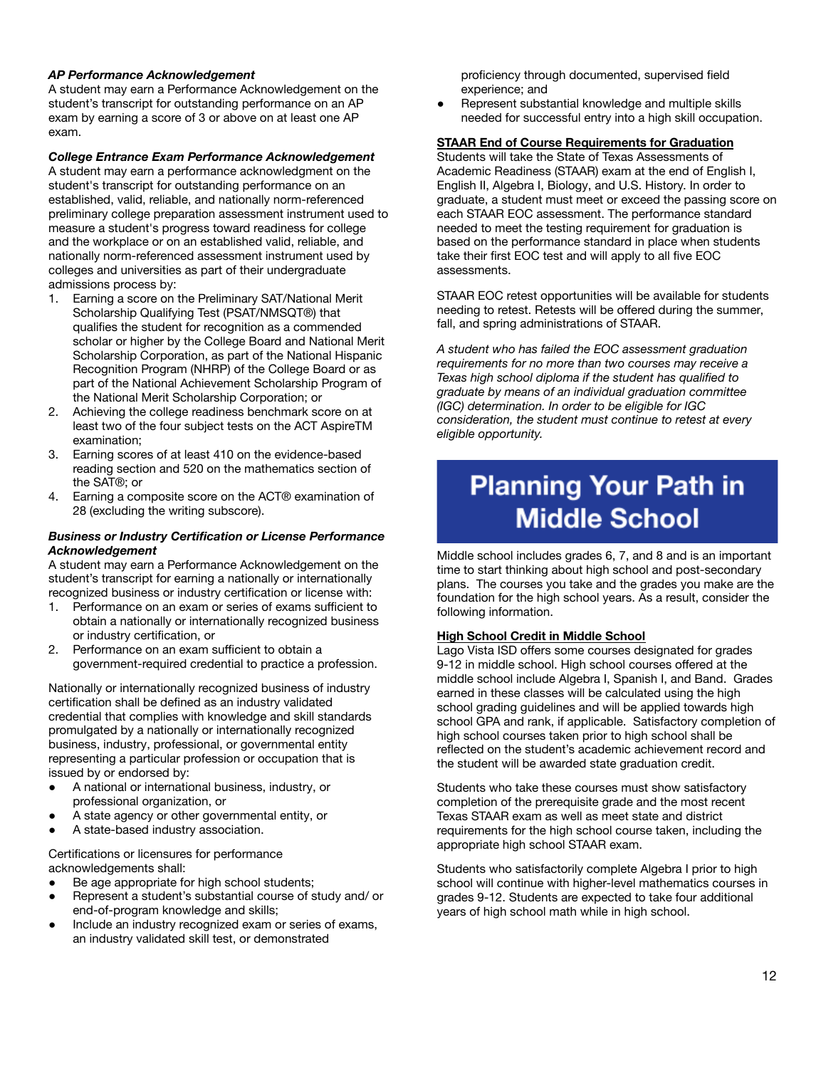### *AP Performance Acknowledgement*

A student may earn a Performance Acknowledgement on the student's transcript for outstanding performance on an AP exam by earning a score of 3 or above on at least one AP exam.

### *College Entrance Exam Performance Acknowledgement*

A student may earn a performance acknowledgment on the student's transcript for outstanding performance on an established, valid, reliable, and nationally norm-referenced preliminary college preparation assessment instrument used to measure a student's progress toward readiness for college and the workplace or on an established valid, reliable, and nationally norm-referenced assessment instrument used by colleges and universities as part of their undergraduate admissions process by:

1. Earning a score on the Preliminary SAT/National Merit Scholarship Qualifying Test (PSAT/NMSQT®) that qualifies the student for recognition as a commended scholar or higher by the College Board and National Merit Scholarship Corporation, as part of the National Hispanic Recognition Program (NHRP) of the College Board or as part of the National Achievement Scholarship Program of the National Merit Scholarship Corporation; or
2. Achieving the college readiness benchmark score on at least two of the four subject tests on the ACT AspireTM examination;
3. Earning scores of at least 410 on the evidence-based reading section and 520 on the mathematics section of the SAT®; or
4. Earning a composite score on the ACT® examination of 28 (excluding the writing subscore).

### *Business or Industry Certification or License Performance Acknowledgement*

A student may earn a Performance Acknowledgement on the student's transcript for earning a nationally or internationally recognized business or industry certification or license with:

1. Performance on an exam or series of exams sufficient to obtain a nationally or internationally recognized business or industry certification, or
2. Performance on an exam sufficient to obtain a government-required credential to practice a profession.

Nationally or internationally recognized business of industry certification shall be defined as an industry validated credential that complies with knowledge and skill standards promulgated by a nationally or internationally recognized business, industry, professional, or governmental entity representing a particular profession or occupation that is issued by or endorsed by:

- A national or international business, industry, or professional organization, or
- A state agency or other governmental entity, or
- A state-based industry association.

Certifications or licensures for performance acknowledgements shall:

- Be age appropriate for high school students;
- Represent a student's substantial course of study and/ or end-of-program knowledge and skills;
- Include an industry recognized exam or series of exams, an industry validated skill test, or demonstrated proficiency through documented, supervised field experience; and
- Represent substantial knowledge and multiple skills needed for successful entry into a high skill occupation.

### **STAAR End of Course Requirements for Graduation**

Students will take the State of Texas Assessments of Academic Readiness (STAAR) exam at the end of English I, English II, Algebra I, Biology, and U.S. History. In order to graduate, a student must meet or exceed the passing score on each STAAR EOC assessment. The performance standard needed to meet the testing requirement for graduation is based on the performance standard in place when students take their first EOC test and will apply to all five EOC assessments.

STAAR EOC retest opportunities will be available for students needing to retest. Retests will be offered during the summer, fall, and spring administrations of STAAR.

*A student who has failed the EOC assessment graduation requirements for no more than two courses may receive a Texas high school diploma if the student has qualified to graduate by means of an individual graduation committee (IGC) determination. In order to be eligible for IGC consideration, the student must continue to retest at every eligible opportunity.*

# Planning Your Path in Middle School

Middle school includes grades 6, 7, and 8 and is an important time to start thinking about high school and post-secondary plans. The courses you take and the grades you make are the foundation for the high school years. As a result, consider the following information.

### **High School Credit in Middle School**

Lago Vista ISD offers some courses designated for grades 9-12 in middle school. High school courses offered at the middle school include Algebra I, Spanish I, and Band. Grades earned in these classes will be calculated using the high school grading guidelines and will be applied towards high school GPA and rank, if applicable. Satisfactory completion of high school courses taken prior to high school shall be reflected on the student's academic achievement record and the student will be awarded state graduation credit.

Students who take these courses must show satisfactory completion of the prerequisite grade and the most recent Texas STAAR exam as well as meet state and district requirements for the high school course taken, including the appropriate high school STAAR exam.

Students who satisfactorily complete Algebra I prior to high school will continue with higher-level mathematics courses in grades 9-12. Students are expected to take four additional years of high school math while in high school.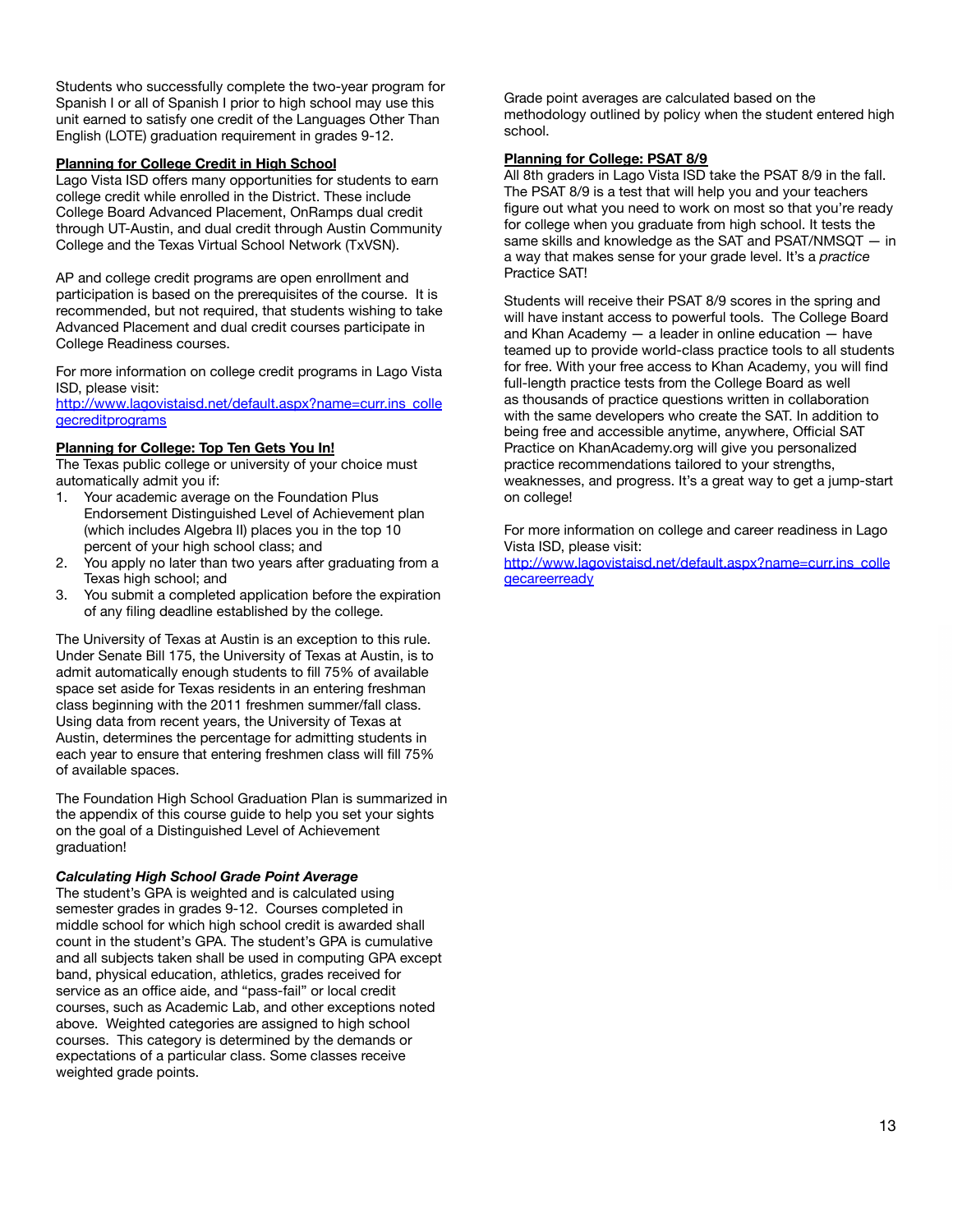Students who successfully complete the two-year program for Spanish I or all of Spanish I prior to high school may use this unit earned to satisfy one credit of the Languages Other Than English (LOTE) graduation requirement in grades 9-12.

## Planning for College Credit in High School

Lago Vista ISD offers many opportunities for students to earn college credit while enrolled in the District. These include College Board Advanced Placement, OnRamps dual credit through UT-Austin, and dual credit through Austin Community College and the Texas Virtual School Network (TxVSN).

AP and college credit programs are open enrollment and participation is based on the prerequisites of the course. It is recommended, but not required, that students wishing to take Advanced Placement and dual credit courses participate in College Readiness courses.

For more information on college credit programs in Lago Vista ISD, please visit:
[http://www.lagovistaisd.net/default.aspx?name=curr.ins_collegecreditprograms](http://www.lagovistaisd.net/default.aspx?name=curr.ins_collegecreditprograms)

## Planning for College: Top Ten Gets You In!

The Texas public college or university of your choice must automatically admit you if:

1. Your academic average on the Foundation Plus Endorsement Distinguished Level of Achievement plan (which includes Algebra II) places you in the top 10 percent of your high school class; and
2. You apply no later than two years after graduating from a Texas high school; and
3. You submit a completed application before the expiration of any filing deadline established by the college.

The University of Texas at Austin is an exception to this rule. Under Senate Bill 175, the University of Texas at Austin, is to admit automatically enough students to fill 75% of available space set aside for Texas residents in an entering freshman class beginning with the 2011 freshmen summer/fall class. Using data from recent years, the University of Texas at Austin, determines the percentage for admitting students in each year to ensure that entering freshmen class will fill 75% of available spaces.

The Foundation High School Graduation Plan is summarized in the appendix of this course guide to help you set your sights on the goal of a Distinguished Level of Achievement graduation!

### *Calculating High School Grade Point Average*

The student's GPA is weighted and is calculated using semester grades in grades 9-12. Courses completed in middle school for which high school credit is awarded shall count in the student's GPA. The student's GPA is cumulative and all subjects taken shall be used in computing GPA except band, physical education, athletics, grades received for service as an office aide, and "pass-fail" or local credit courses, such as Academic Lab, and other exceptions noted above. Weighted categories are assigned to high school courses. This category is determined by the demands or expectations of a particular class. Some classes receive weighted grade points.

Grade point averages are calculated based on the methodology outlined by policy when the student entered high school.

## Planning for College: PSAT 8/9

All 8th graders in Lago Vista ISD take the PSAT 8/9 in the fall. The PSAT 8/9 is a test that will help you and your teachers figure out what you need to work on most so that you're ready for college when you graduate from high school. It tests the same skills and knowledge as the SAT and PSAT/NMSQT — in a way that makes sense for your grade level. It's a *practice* Practice SAT!

Students will receive their PSAT 8/9 scores in the spring and will have instant access to powerful tools. The College Board and Khan Academy — a leader in online education — have teamed up to provide world-class practice tools to all students for free. With your free access to Khan Academy, you will find full-length practice tests from the College Board as well as thousands of practice questions written in collaboration with the same developers who create the SAT. In addition to being free and accessible anytime, anywhere, Official SAT Practice on KhanAcademy.org will give you personalized practice recommendations tailored to your strengths, weaknesses, and progress. It's a great way to get a jump-start on college!

For more information on college and career readiness in Lago Vista ISD, please visit:
[http://www.lagovistaisd.net/default.aspx?name=curr.ins_collegecareerready](http://www.lagovistaisd.net/default.aspx?name=curr.ins_collegecareerready)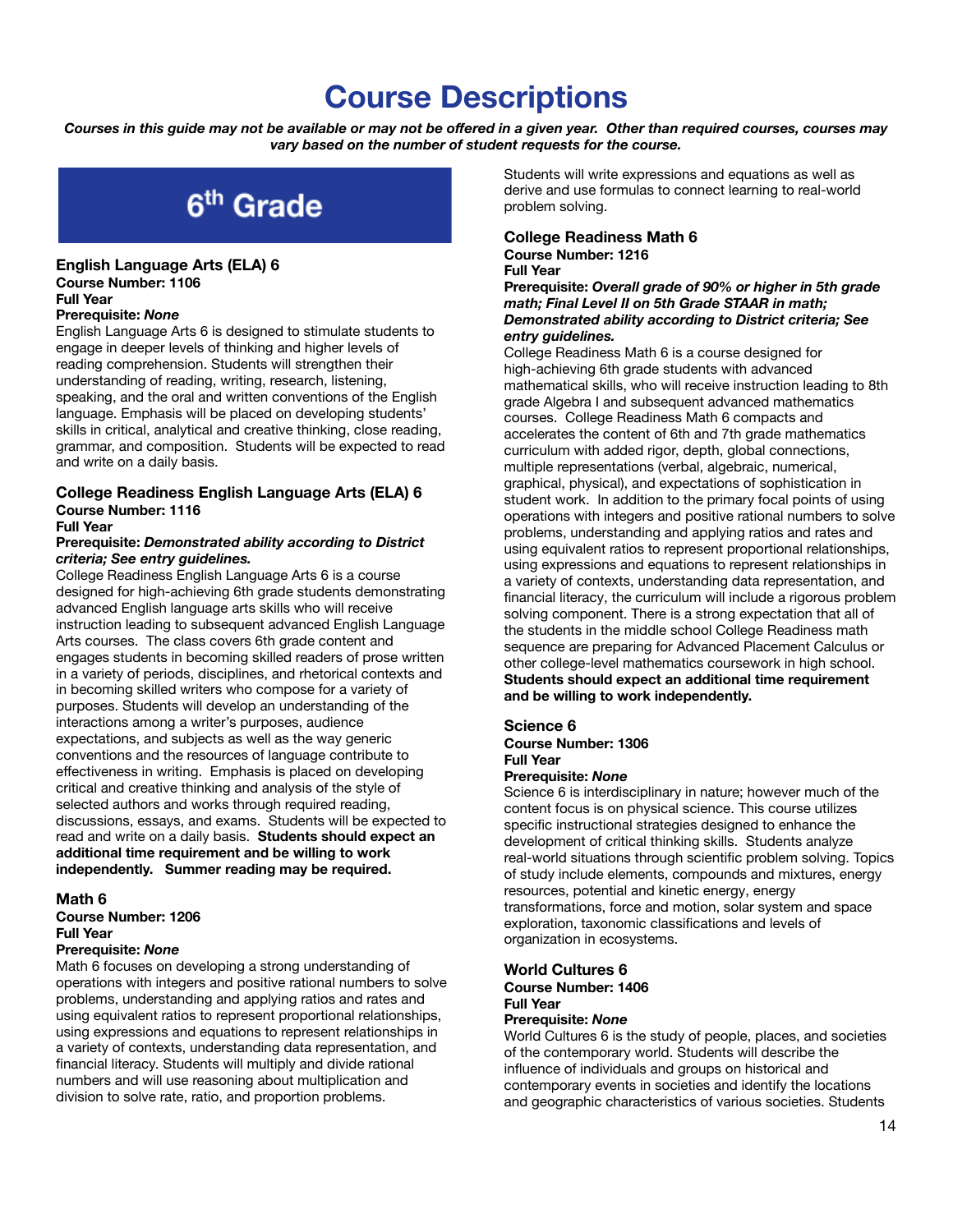# Course Descriptions

***Courses in this guide may not be available or may not be offered in a given year. Other than required courses, courses may vary based on the number of student requests for the course.***

## 6th Grade

### English Language Arts (ELA) 6

**Course Number: 1106**
**Full Year**
**Prerequisite:** ***None***

English Language Arts 6 is designed to stimulate students to engage in deeper levels of thinking and higher levels of reading comprehension. Students will strengthen their understanding of reading, writing, research, listening, speaking, and the oral and written conventions of the English language. Emphasis will be placed on developing students' skills in critical, analytical and creative thinking, close reading, grammar, and composition. Students will be expected to read and write on a daily basis.

### College Readiness English Language Arts (ELA) 6

**Course Number: 1116**
**Full Year**
**Prerequisite:** ***Demonstrated ability according to District criteria; See entry guidelines.***

College Readiness English Language Arts 6 is a course designed for high-achieving 6th grade students demonstrating advanced English language arts skills who will receive instruction leading to subsequent advanced English Language Arts courses. The class covers 6th grade content and engages students in becoming skilled readers of prose written in a variety of periods, disciplines, and rhetorical contexts and in becoming skilled writers who compose for a variety of purposes. Students will develop an understanding of the interactions among a writer's purposes, audience expectations, and subjects as well as the way generic conventions and the resources of language contribute to effectiveness in writing. Emphasis is placed on developing critical and creative thinking and analysis of the style of selected authors and works through required reading, discussions, essays, and exams. Students will be expected to read and write on a daily basis. **Students should expect an additional time requirement and be willing to work independently. Summer reading may be required.**

### Math 6

**Course Number: 1206**
**Full Year**
**Prerequisite:** ***None***

Math 6 focuses on developing a strong understanding of operations with integers and positive rational numbers to solve problems, understanding and applying ratios and rates and using equivalent ratios to represent proportional relationships, using expressions and equations to represent relationships in a variety of contexts, understanding data representation, and financial literacy. Students will multiply and divide rational numbers and will use reasoning about multiplication and division to solve rate, ratio, and proportion problems. Students will write expressions and equations as well as derive and use formulas to connect learning to real-world problem solving.

### College Readiness Math 6

**Course Number: 1216**
**Full Year**
**Prerequisite:** ***Overall grade of 90% or higher in 5th grade math; Final Level II on 5th Grade STAAR in math; Demonstrated ability according to District criteria; See entry guidelines.***

College Readiness Math 6 is a course designed for high-achieving 6th grade students with advanced mathematical skills, who will receive instruction leading to 8th grade Algebra I and subsequent advanced mathematics courses. College Readiness Math 6 compacts and accelerates the content of 6th and 7th grade mathematics curriculum with added rigor, depth, global connections, multiple representations (verbal, algebraic, numerical, graphical, physical), and expectations of sophistication in student work. In addition to the primary focal points of using operations with integers and positive rational numbers to solve problems, understanding and applying ratios and rates and using equivalent ratios to represent proportional relationships, using expressions and equations to represent relationships in a variety of contexts, understanding data representation, and financial literacy, the curriculum will include a rigorous problem solving component. There is a strong expectation that all of the students in the middle school College Readiness math sequence are preparing for Advanced Placement Calculus or other college-level mathematics coursework in high school. **Students should expect an additional time requirement and be willing to work independently.**

### Science 6

**Course Number: 1306**
**Full Year**
**Prerequisite:** ***None***

Science 6 is interdisciplinary in nature; however much of the content focus is on physical science. This course utilizes specific instructional strategies designed to enhance the development of critical thinking skills. Students analyze real-world situations through scientific problem solving. Topics of study include elements, compounds and mixtures, energy resources, potential and kinetic energy, energy transformations, force and motion, solar system and space exploration, taxonomic classifications and levels of organization in ecosystems.

### World Cultures 6

**Course Number: 1406**
**Full Year**
**Prerequisite:** ***None***

World Cultures 6 is the study of people, places, and societies of the contemporary world. Students will describe the influence of individuals and groups on historical and contemporary events in societies and identify the locations and geographic characteristics of various societies. Students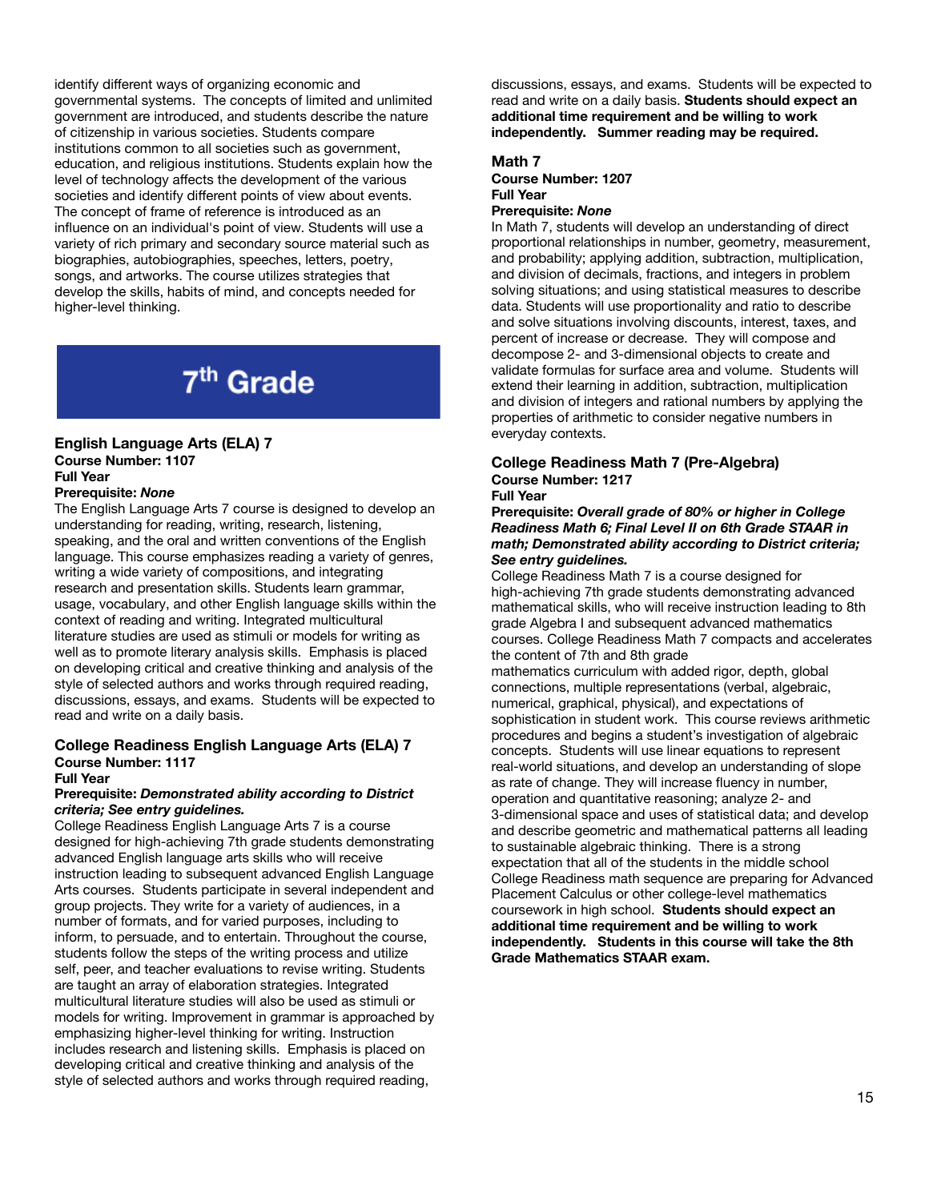identify different ways of organizing economic and governmental systems. The concepts of limited and unlimited government are introduced, and students describe the nature of citizenship in various societies. Students compare institutions common to all societies such as government, education, and religious institutions. Students explain how the level of technology affects the development of the various societies and identify different points of view about events. The concept of frame of reference is introduced as an influence on an individual's point of view. Students will use a variety of rich primary and secondary source material such as biographies, autobiographies, speeches, letters, poetry, songs, and artworks. The course utilizes strategies that develop the skills, habits of mind, and concepts needed for higher-level thinking.

# 7th Grade

### English Language Arts (ELA) 7

**Course Number: 1107**
**Full Year**
**Prerequisite: *None***

The English Language Arts 7 course is designed to develop an understanding for reading, writing, research, listening, speaking, and the oral and written conventions of the English language. This course emphasizes reading a variety of genres, writing a wide variety of compositions, and integrating research and presentation skills. Students learn grammar, usage, vocabulary, and other English language skills within the context of reading and writing. Integrated multicultural literature studies are used as stimuli or models for writing as well as to promote literary analysis skills. Emphasis is placed on developing critical and creative thinking and analysis of the style of selected authors and works through required reading, discussions, essays, and exams. Students will be expected to read and write on a daily basis.

### College Readiness English Language Arts (ELA) 7

**Course Number: 1117**
**Full Year**
**Prerequisite: *Demonstrated ability according to District criteria; See entry guidelines.***

College Readiness English Language Arts 7 is a course designed for high-achieving 7th grade students demonstrating advanced English language arts skills who will receive instruction leading to subsequent advanced English Language Arts courses. Students participate in several independent and group projects. They write for a variety of audiences, in a number of formats, and for varied purposes, including to inform, to persuade, and to entertain. Throughout the course, students follow the steps of the writing process and utilize self, peer, and teacher evaluations to revise writing. Students are taught an array of elaboration strategies. Integrated multicultural literature studies will also be used as stimuli or models for writing. Improvement in grammar is approached by emphasizing higher-level thinking for writing. Instruction includes research and listening skills. Emphasis is placed on developing critical and creative thinking and analysis of the style of selected authors and works through required reading, discussions, essays, and exams. Students will be expected to read and write on a daily basis. **Students should expect an additional time requirement and be willing to work independently. Summer reading may be required.**

### Math 7

**Course Number: 1207**
**Full Year**
**Prerequisite: *None***

In Math 7, students will develop an understanding of direct proportional relationships in number, geometry, measurement, and probability; applying addition, subtraction, multiplication, and division of decimals, fractions, and integers in problem solving situations; and using statistical measures to describe data. Students will use proportionality and ratio to describe and solve situations involving discounts, interest, taxes, and percent of increase or decrease. They will compose and decompose 2- and 3-dimensional objects to create and validate formulas for surface area and volume. Students will extend their learning in addition, subtraction, multiplication and division of integers and rational numbers by applying the properties of arithmetic to consider negative numbers in everyday contexts.

### College Readiness Math 7 (Pre-Algebra)

**Course Number: 1217**
**Full Year**
**Prerequisite: *Overall grade of 80% or higher in College Readiness Math 6; Final Level II on 6th Grade STAAR in math; Demonstrated ability according to District criteria; See entry guidelines.***

College Readiness Math 7 is a course designed for high-achieving 7th grade students demonstrating advanced mathematical skills, who will receive instruction leading to 8th grade Algebra I and subsequent advanced mathematics courses. College Readiness Math 7 compacts and accelerates the content of 7th and 8th grade mathematics curriculum with added rigor, depth, global connections, multiple representations (verbal, algebraic, numerical, graphical, physical), and expectations of sophistication in student work. This course reviews arithmetic procedures and begins a student's investigation of algebraic concepts. Students will use linear equations to represent real-world situations, and develop an understanding of slope as rate of change. They will increase fluency in number, operation and quantitative reasoning; analyze 2- and 3-dimensional space and uses of statistical data; and develop and describe geometric and mathematical patterns all leading to sustainable algebraic thinking. There is a strong expectation that all of the students in the middle school College Readiness math sequence are preparing for Advanced Placement Calculus or other college-level mathematics coursework in high school. **Students should expect an additional time requirement and be willing to work independently. Students in this course will take the 8th Grade Mathematics STAAR exam.**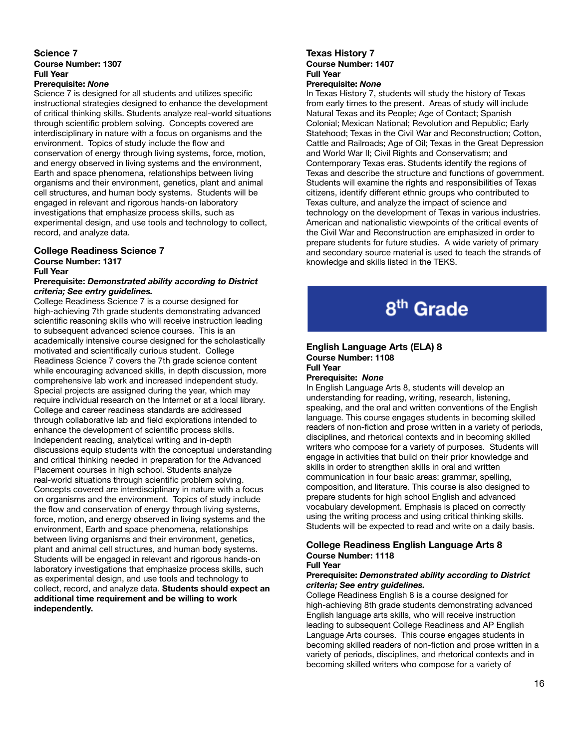### Science 7

**Course Number: 1307**
**Full Year**
**Prerequisite: *None***

Science 7 is designed for all students and utilizes specific instructional strategies designed to enhance the development of critical thinking skills. Students analyze real-world situations through scientific problem solving. Concepts covered are interdisciplinary in nature with a focus on organisms and the environment. Topics of study include the flow and conservation of energy through living systems, force, motion, and energy observed in living systems and the environment, Earth and space phenomena, relationships between living organisms and their environment, genetics, plant and animal cell structures, and human body systems. Students will be engaged in relevant and rigorous hands-on laboratory investigations that emphasize process skills, such as experimental design, and use tools and technology to collect, record, and analyze data.

### College Readiness Science 7

**Course Number: 1317**
**Full Year**
**Prerequisite: *Demonstrated ability according to District criteria; See entry guidelines.***

College Readiness Science 7 is a course designed for high-achieving 7th grade students demonstrating advanced scientific reasoning skills who will receive instruction leading to subsequent advanced science courses. This is an academically intensive course designed for the scholastically motivated and scientifically curious student. College Readiness Science 7 covers the 7th grade science content while encouraging advanced skills, in depth discussion, more comprehensive lab work and increased independent study. Special projects are assigned during the year, which may require individual research on the Internet or at a local library. College and career readiness standards are addressed through collaborative lab and field explorations intended to enhance the development of scientific process skills. Independent reading, analytical writing and in-depth discussions equip students with the conceptual understanding and critical thinking needed in preparation for the Advanced Placement courses in high school. Students analyze real-world situations through scientific problem solving. Concepts covered are interdisciplinary in nature with a focus on organisms and the environment. Topics of study include the flow and conservation of energy through living systems, force, motion, and energy observed in living systems and the environment, Earth and space phenomena, relationships between living organisms and their environment, genetics, plant and animal cell structures, human body systems. Students will be engaged in relevant and rigorous hands-on laboratory investigations that emphasize process skills, such as experimental design, and use tools and technology to collect, record, and analyze data. **Students should expect an additional time requirement and be willing to work independently.**

### Texas History 7

**Course Number: 1407**
**Full Year**
**Prerequisite: *None***

In Texas History 7, students will study the history of Texas from early times to the present. Areas of study will include Natural Texas and its People; Age of Contact; Spanish Colonial; Mexican National; Revolution and Republic; Early Statehood; Texas in the Civil War and Reconstruction; Cotton, Cattle and Railroads; Age of Oil; Texas in the Great Depression and World War II; Civil Rights and Conservatism; and Contemporary Texas eras. Students identify the regions of Texas and describe the structure and functions of government. Students will examine the rights and responsibilities of Texas citizens, identify different ethnic groups who contributed to Texas culture, and analyze the impact of science and technology on the development of Texas in various industries. American and nationalistic viewpoints of the critical events of the Civil War and Reconstruction are emphasized in order to prepare students for future studies. A wide variety of primary and secondary source material is used to teach the strands of knowledge and skills listed in the TEKS.

## 8th Grade

### English Language Arts (ELA) 8

**Course Number: 1108**
**Full Year**
**Prerequisite: *None***

In English Language Arts 8, students will develop an understanding for reading, writing, research, listening, speaking, and the oral and written conventions of the English language. This course engages students in becoming skilled readers of non-fiction and prose written in a variety of periods, disciplines, and rhetorical contexts and in becoming skilled writers who compose for a variety of purposes. Students will engage in activities that build on their prior knowledge and skills in order to strengthen skills in oral and written communication in four basic areas: grammar, spelling, composition, and literature. This course is also designed to prepare students for high school English and advanced vocabulary development. Emphasis is placed on correctly using the writing process and using critical thinking skills. Students will be expected to read and write on a daily basis.

### College Readiness English Language Arts 8

**Course Number: 1118**
**Full Year**
**Prerequisite: *Demonstrated ability according to District criteria; See entry guidelines.***

College Readiness English 8 is a course designed for high-achieving 8th grade students demonstrating advanced English language arts skills, who will receive instruction leading to subsequent College Readiness and AP English Language Arts courses. This course engages students in becoming skilled readers of non-fiction and prose written in a variety of periods, disciplines, and rhetorical contexts and in becoming skilled writers who compose for a variety of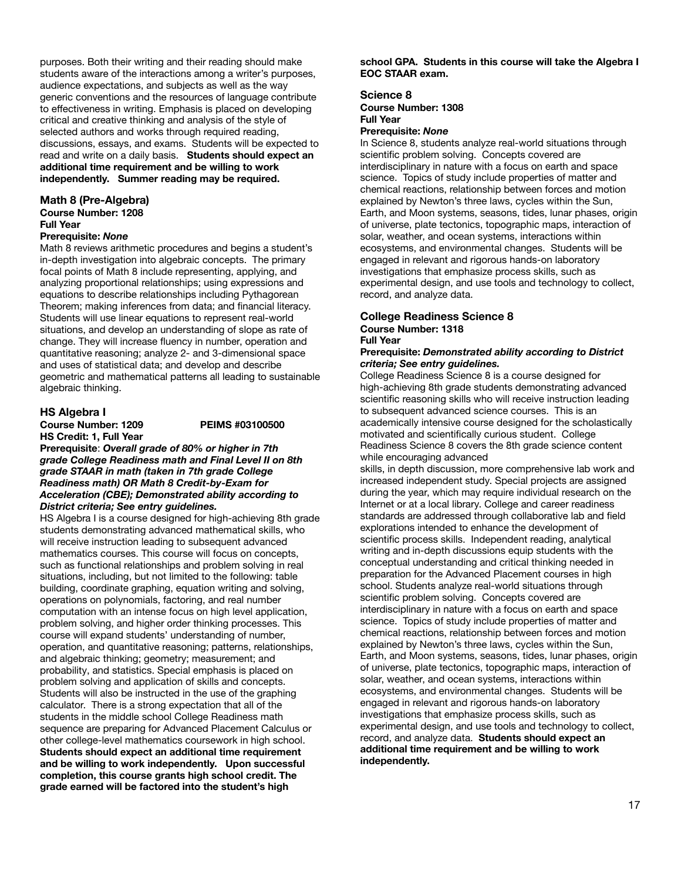purposes. Both their writing and their reading should make students aware of the interactions among a writer's purposes, audience expectations, and subjects as well as the way generic conventions and the resources of language contribute to effectiveness in writing. Emphasis is placed on developing critical and creative thinking and analysis of the style of selected authors and works through required reading, discussions, essays, and exams. Students will be expected to read and write on a daily basis. **Students should expect an additional time requirement and be willing to work independently. Summer reading may be required.**

### Math 8 (Pre-Algebra)

**Course Number: 1208**
**Full Year**
**Prerequisite: *None***

Math 8 reviews arithmetic procedures and begins a student's in-depth investigation into algebraic concepts. The primary focal points of Math 8 include representing, applying, and analyzing proportional relationships; using expressions and equations to describe relationships including Pythagorean Theorem; making inferences from data; and financial literacy. Students will use linear equations to represent real-world situations, and develop an understanding of slope as rate of change. They will increase fluency in number, operation and quantitative reasoning; analyze 2- and 3-dimensional space and uses of statistical data; and develop and describe geometric and mathematical patterns all leading to sustainable algebraic thinking.

### HS Algebra I

**Course Number: 1209** **PEIMS #03100500**
**HS Credit: 1, Full Year**
**Prerequisite**: ***Overall grade of 80% or higher in 7th grade College Readiness math and Final Level II on 8th grade STAAR in math (taken in 7th grade College Readiness math) OR Math 8 Credit-by-Exam for Acceleration (CBE); Demonstrated ability according to District criteria; See entry guidelines.***

HS Algebra I is a course designed for high-achieving 8th grade students demonstrating advanced mathematical skills, who will receive instruction leading to subsequent advanced mathematics courses. This course will focus on concepts, such as functional relationships and problem solving in real situations, including, but not limited to the following: table building, coordinate graphing, equation writing and solving, operations on polynomials, factoring, and real number computation with an intense focus on high level application, problem solving, and higher order thinking processes. This course will expand students' understanding of number, operation, and quantitative reasoning; patterns, relationships, and algebraic thinking; geometry; measurement; and probability, and statistics. Special emphasis is placed on problem solving and application of skills and concepts. Students will also be instructed in the use of the graphing calculator. There is a strong expectation that all of the students in the middle school College Readiness math sequence are preparing for Advanced Placement Calculus or other college-level mathematics coursework in high school. **Students should expect an additional time requirement and be willing to work independently. Upon successful completion, this course grants high school credit. The grade earned will be factored into the student's high school GPA. Students in this course will take the Algebra I EOC STAAR exam.**

### Science 8

**Course Number: 1308**
**Full Year**
**Prerequisite: *None***

In Science 8, students analyze real-world situations through scientific problem solving. Concepts covered are interdisciplinary in nature with a focus on earth and space science. Topics of study include properties of matter and chemical reactions, relationship between forces and motion explained by Newton's three laws, cycles within the Sun, Earth, and Moon systems, seasons, tides, lunar phases, origin of universe, plate tectonics, topographic maps, interaction of solar, weather, and ocean systems, interactions within ecosystems, and environmental changes. Students will be engaged in relevant and rigorous hands-on laboratory investigations that emphasize process skills, such as experimental design, and use tools and technology to collect, record, and analyze data.

### College Readiness Science 8

**Course Number: 1318**
**Full Year**
**Prerequisite: *Demonstrated ability according to District criteria; See entry guidelines.***

College Readiness Science 8 is a course designed for high-achieving 8th grade students demonstrating advanced scientific reasoning skills who will receive instruction leading to subsequent advanced science courses. This is an academically intensive course designed for the scholastically motivated and scientifically curious student. College Readiness Science 8 covers the 8th grade science content while encouraging advanced skills, in depth discussion, more comprehensive lab work and increased independent study. Special projects are assigned during the year, which may require individual research on the Internet or at a local library. College and career readiness standards are addressed through collaborative lab and field explorations intended to enhance the development of scientific process skills. Independent reading, analytical writing and in-depth discussions equip students with the conceptual understanding and critical thinking needed in preparation for the Advanced Placement courses in high school. Students analyze real-world situations through scientific problem solving. Concepts covered are interdisciplinary in nature with a focus on earth and space science. Topics of study include properties of matter and chemical reactions, relationship between forces and motion explained by Newton's three laws, cycles within the Sun, Earth, and Moon systems, seasons, tides, lunar phases, origin of universe, plate tectonics, topographic maps, interaction of solar, weather, and ocean systems, interactions within ecosystems, and environmental changes. Students will be engaged in relevant and rigorous hands-on laboratory investigations that emphasize process skills, such as experimental design, and use tools and technology to collect, record, and analyze data. **Students should expect an additional time requirement and be willing to work independently.**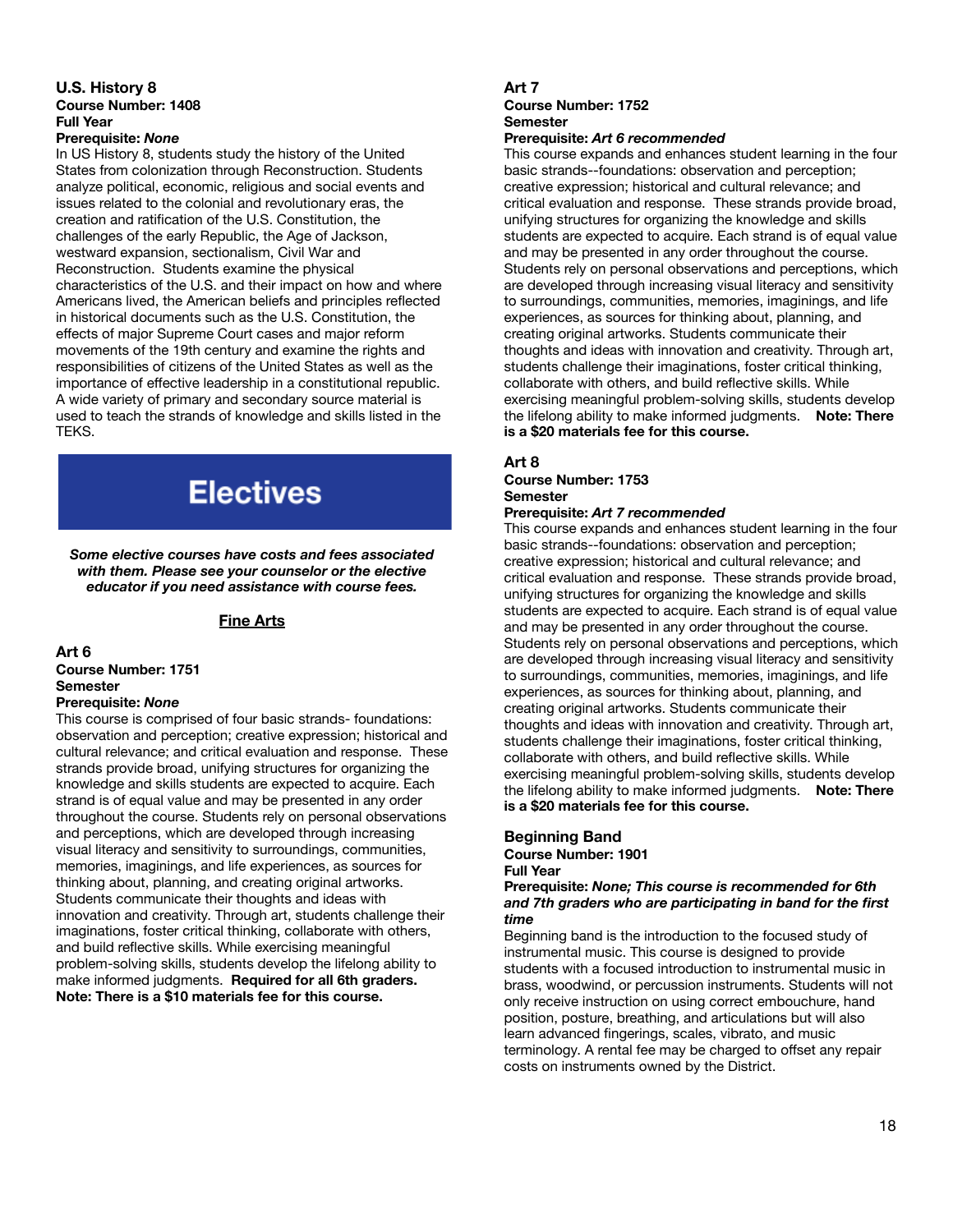### U.S. History 8

**Course Number: 1408**
**Full Year**
**Prerequisite:** ***None***

In US History 8, students study the history of the United States from colonization through Reconstruction. Students analyze political, economic, religious and social events and issues related to the colonial and revolutionary eras, the creation and ratification of the U.S. Constitution, the challenges of the early Republic, the Age of Jackson, westward expansion, sectionalism, Civil War and Reconstruction. Students examine the physical characteristics of the U.S. and their impact on how and where Americans lived, the American beliefs and principles reflected in historical documents such as the U.S. Constitution, the effects of major Supreme Court cases and major reform movements of the 19th century and examine the rights and responsibilities of citizens of the United States as well as the importance of effective leadership in a constitutional republic. A wide variety of primary and secondary source material is used to teach the strands of knowledge and skills listed in the TEKS.

# Electives

***Some elective courses have costs and fees associated with them. Please see your counselor or the elective educator if you need assistance with course fees.***

## Fine Arts

### Art 6

**Course Number: 1751**
**Semester**
**Prerequisite:** ***None***

This course is comprised of four basic strands- foundations: observation and perception; creative expression; historical and cultural relevance; and critical evaluation and response. These strands provide broad, unifying structures for organizing the knowledge and skills students are expected to acquire. Each strand is of equal value and may be presented in any order throughout the course. Students rely on personal observations and perceptions, which are developed through increasing visual literacy and sensitivity to surroundings, communities, memories, imaginings, and life experiences, as sources for thinking about, planning, and creating original artworks. Students communicate their thoughts and ideas with innovation and creativity. Through art, students challenge their imaginations, foster critical thinking, collaborate with others, and build reflective skills. While exercising meaningful problem-solving skills, students develop the lifelong ability to make informed judgments. **Required for all 6th graders. Note: There is a $10 materials fee for this course.**

### Art 7

**Course Number: 1752**
**Semester**
**Prerequisite:** ***Art 6 recommended***

This course expands and enhances student learning in the four basic strands--foundations: observation and perception; creative expression; historical and cultural relevance; and critical evaluation and response. These strands provide broad, unifying structures for organizing the knowledge and skills students are expected to acquire. Each strand is of equal value and may be presented in any order throughout the course. Students rely on personal observations and perceptions, which are developed through increasing visual literacy and sensitivity to surroundings, communities, memories, imaginings, and life experiences, as sources for thinking about, planning, and creating original artworks. Students communicate their thoughts and ideas with innovation and creativity. Through art, students challenge their imaginations, foster critical thinking, collaborate with others, and build reflective skills. While exercising meaningful problem-solving skills, students develop the lifelong ability to make informed judgments. **Note: There is a $20 materials fee for this course.**

### Art 8

**Course Number: 1753**
**Semester**
**Prerequisite:** ***Art 7 recommended***

This course expands and enhances student learning in the four basic strands--foundations: observation and perception; creative expression; historical and cultural relevance; and critical evaluation and response. These strands provide broad, unifying structures for organizing the knowledge and skills students are expected to acquire. Each strand is of equal value and may be presented in any order throughout the course. Students rely on personal observations and perceptions, which are developed through increasing visual literacy and sensitivity to surroundings, communities, memories, imaginings, and life experiences, as sources for thinking about, planning, and creating original artworks. Students communicate their thoughts and ideas with innovation and creativity. Through art, students challenge their imaginations, foster critical thinking, collaborate with others, and build reflective skills. While exercising meaningful problem-solving skills, students develop the lifelong ability to make informed judgments. **Note: There is a $20 materials fee for this course.**

### Beginning Band

**Course Number: 1901**
**Full Year**
**Prerequisite:** ***None; This course is recommended for 6th and 7th graders who are participating in band for the first time***

Beginning band is the introduction to the focused study of instrumental music. This course is designed to provide students with a focused introduction to instrumental music in brass, woodwind, or percussion instruments. Students will not only receive instruction on using correct embouchure, hand position, posture, breathing, and articulations but will also learn advanced fingerings, scales, vibrato, and music terminology. A rental fee may be charged to offset any repair costs on instruments owned by the District.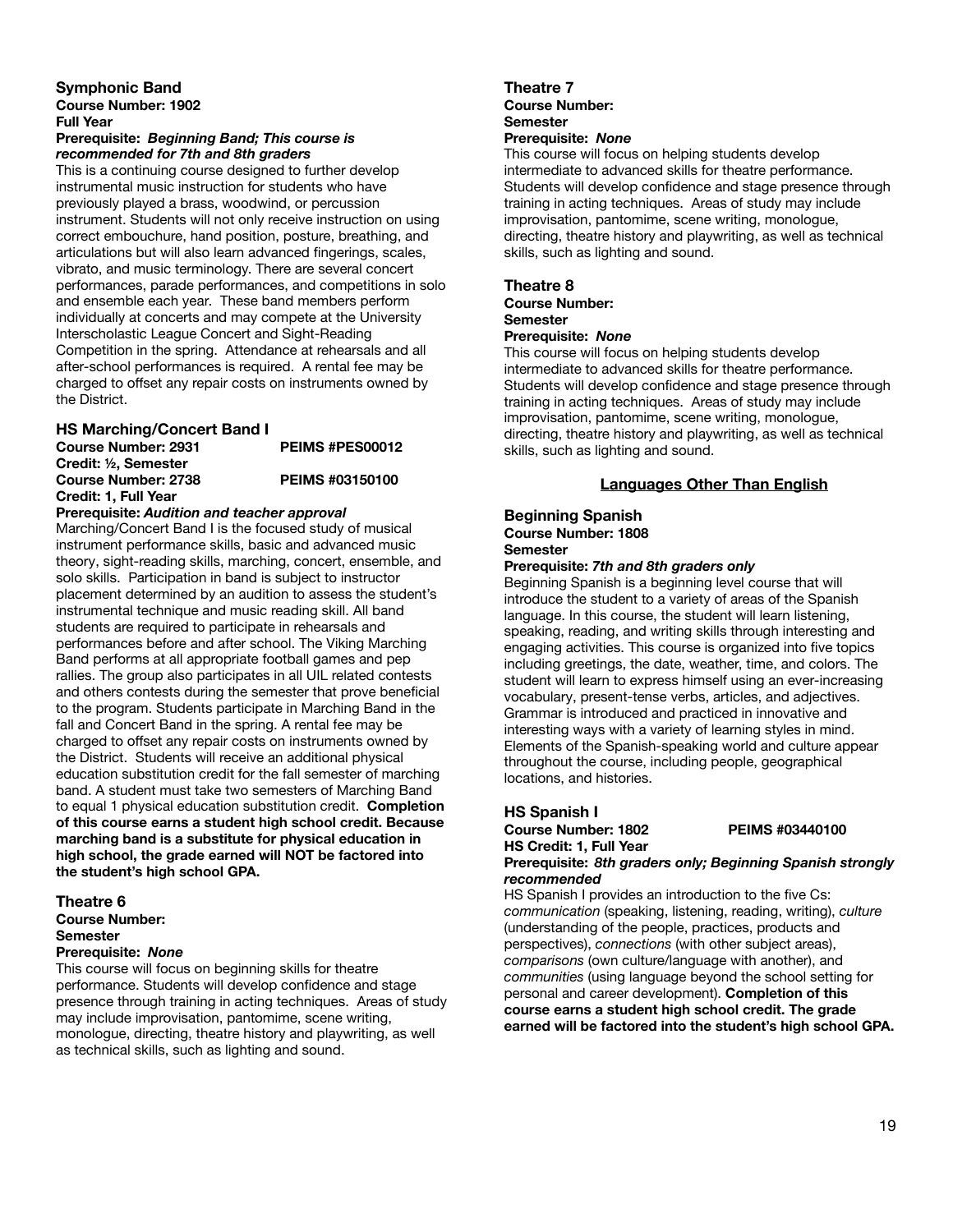### Symphonic Band

**Course Number: 1902**
**Full Year**
**Prerequisite:** ***Beginning Band; This course is recommended for 7th and 8th graders***

This is a continuing course designed to further develop instrumental music instruction for students who have previously played a brass, woodwind, or percussion instrument. Students will not only receive instruction on using correct embouchure, hand position, posture, breathing, and articulations but will also learn advanced fingerings, scales, vibrato, and music terminology. There are several concert performances, parade performances, and competitions in solo and ensemble each year. These band members perform individually at concerts and may compete at the University Interscholastic League Concert and Sight-Reading Competition in the spring. Attendance at rehearsals and all after-school performances is required. A rental fee may be charged to offset any repair costs on instruments owned by the District.

### HS Marching/Concert Band I

**Course Number: 2931** **PEIMS #PES00012**
**Credit: ½, Semester**
**Course Number: 2738** **PEIMS #03150100**
**Credit: 1, Full Year**
**Prerequisite:** ***Audition and teacher approval***

Marching/Concert Band I is the focused study of musical instrument performance skills, basic and advanced music theory, sight-reading skills, marching, concert, ensemble, and solo skills. Participation in band is subject to instructor placement determined by an audition to assess the student's instrumental technique and music reading skill. All band students are required to participate in rehearsals and performances before and after school. The Viking Marching Band performs at all appropriate football games and pep rallies. The group also participates in all UIL related contests and others contests during the semester that prove beneficial to the program. Students participate in Marching Band in the fall and Concert Band in the spring. A rental fee may be charged to offset any repair costs on instruments owned by the District. Students will receive an additional physical education substitution credit for the fall semester of marching band. A student must take two semesters of Marching Band to equal 1 physical education substitution credit. **Completion of this course earns a student high school credit. Because marching band is a substitute for physical education in high school, the grade earned will NOT be factored into the student's high school GPA.**

### Theatre 6

**Course Number:**
**Semester**
**Prerequisite:** ***None***

This course will focus on beginning skills for theatre performance. Students will develop confidence and stage presence through training in acting techniques. Areas of study may include improvisation, pantomime, scene writing, monologue, directing, theatre history and playwriting, as well as technical skills, such as lighting and sound.

### Theatre 7

**Course Number:**
**Semester**
**Prerequisite:** ***None***

This course will focus on helping students develop intermediate to advanced skills for theatre performance. Students will develop confidence and stage presence through training in acting techniques. Areas of study may include improvisation, pantomime, scene writing, monologue, directing, theatre history and playwriting, as well as technical skills, such as lighting and sound.

### Theatre 8

**Course Number:**
**Semester**
**Prerequisite:** ***None***

This course will focus on helping students develop intermediate to advanced skills for theatre performance. Students will develop confidence and stage presence through training in acting techniques. Areas of study may include improvisation, pantomime, scene writing, monologue, directing, theatre history and playwriting, as well as technical skills, such as lighting and sound.

## Languages Other Than English

### Beginning Spanish

**Course Number: 1808**
**Semester**
**Prerequisite:** ***7th and 8th graders only***

Beginning Spanish is a beginning level course that will introduce the student to a variety of areas of the Spanish language. In this course, the student will learn listening, speaking, reading, and writing skills through interesting and engaging activities. This course is organized into five topics including greetings, the date, weather, time, and colors. The student will learn to express himself using an ever-increasing vocabulary, present-tense verbs, articles, and adjectives. Grammar is introduced and practiced in innovative and interesting ways with a variety of learning styles in mind. Elements of the Spanish-speaking world and culture appear throughout the course, including people, geographical locations, and histories.

### HS Spanish I

**Course Number: 1802** **PEIMS #03440100**
**HS Credit: 1, Full Year**
**Prerequisite:** ***8th graders only; Beginning Spanish strongly recommended***

HS Spanish I provides an introduction to the five Cs: *communication* (speaking, listening, reading, writing), *culture* (understanding of the people, practices, products and perspectives), *connections* (with other subject areas), *comparisons* (own culture/language with another), and *communities* (using language beyond the school setting for personal and career development). **Completion of this course earns a student high school credit. The grade earned will be factored into the student's high school GPA.**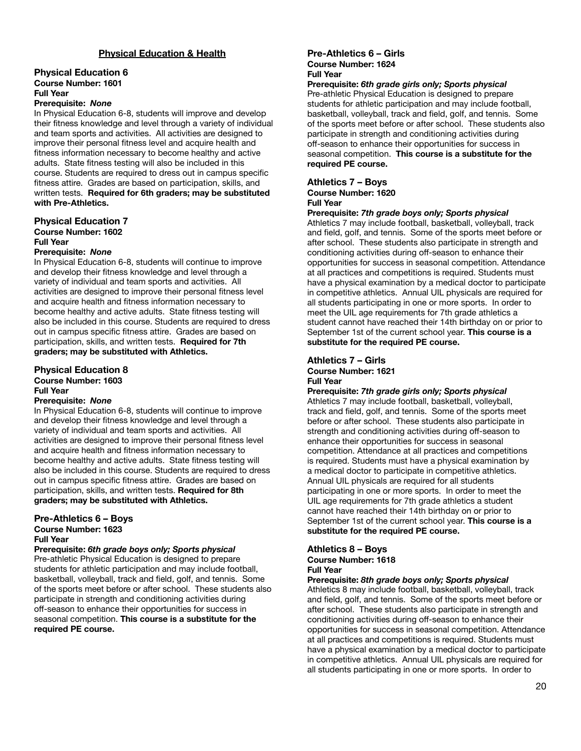## Physical Education & Health

### Physical Education 6

**Course Number: 1601**
**Full Year**
**Prerequisite:** ***None***

In Physical Education 6-8, students will improve and develop their fitness knowledge and level through a variety of individual and team sports and activities. All activities are designed to improve their personal fitness level and acquire health and fitness information necessary to become healthy and active adults. State fitness testing will also be included in this course. Students are required to dress out in campus specific fitness attire. Grades are based on participation, skills, and written tests. **Required for 6th graders; may be substituted with Pre-Athletics.**

### Physical Education 7

**Course Number: 1602**
**Full Year**
**Prerequisite:** ***None***

In Physical Education 6-8, students will continue to improve and develop their fitness knowledge and level through a variety of individual and team sports and activities. All activities are designed to improve their personal fitness level and acquire health and fitness information necessary to become healthy and active adults. State fitness testing will also be included in this course. Students are required to dress out in campus specific fitness attire. Grades are based on participation, skills, and written tests. **Required for 7th graders; may be substituted with Athletics.**

### Physical Education 8

**Course Number: 1603**
**Full Year**
**Prerequisite:** ***None***

In Physical Education 6-8, students will continue to improve and develop their fitness knowledge and level through a variety of individual and team sports and activities. All activities are designed to improve their personal fitness level and acquire health and fitness information necessary to become healthy and active adults. State fitness testing will also be included in this course. Students are required to dress out in campus specific fitness attire. Grades are based on participation, skills, and written tests. **Required for 8th graders; may be substituted with Athletics.**

### Pre-Athletics 6 – Boys

**Course Number: 1623**
**Full Year**
**Prerequisite:** ***6th grade boys only; Sports physical***

Pre-athletic Physical Education is designed to prepare students for athletic participation and may include football, basketball, volleyball, track and field, golf, and tennis. Some of the sports meet before or after school. These students also participate in strength and conditioning activities during off-season to enhance their opportunities for success in seasonal competition. **This course is a substitute for the required PE course.**

### Pre-Athletics 6 – Girls

**Course Number: 1624**
**Full Year**
**Prerequisite:** ***6th grade girls only; Sports physical***

Pre-athletic Physical Education is designed to prepare students for athletic participation and may include football, basketball, volleyball, track and field, golf, and tennis. Some of the sports meet before or after school. These students also participate in strength and conditioning activities during off-season to enhance their opportunities for success in seasonal competition. **This course is a substitute for the required PE course.**

### Athletics 7 – Boys

**Course Number: 1620**
**Full Year**
**Prerequisite:** ***7th grade boys only; Sports physical***

Athletics 7 may include football, basketball, volleyball, track and field, golf, and tennis. Some of the sports meet before or after school. These students also participate in strength and conditioning activities during off-season to enhance their opportunities for success in seasonal competition. Attendance at all practices and competitions is required. Students must have a physical examination by a medical doctor to participate in competitive athletics. Annual UIL physicals are required for all students participating in one or more sports. In order to meet the UIL age requirements for 7th grade athletics a student cannot have reached their 14th birthday on or prior to September 1st of the current school year. **This course is a substitute for the required PE course.**

### Athletics 7 – Girls

**Course Number: 1621**
**Full Year**
**Prerequisite:** ***7th grade girls only; Sports physical***

Athletics 7 may include football, basketball, volleyball, track and field, golf, and tennis. Some of the sports meet before or after school. These students also participate in strength and conditioning activities during off-season to enhance their opportunities for success in seasonal competition. Attendance at all practices and competitions is required. Students must have a physical examination by a medical doctor to participate in competitive athletics. Annual UIL physicals are required for all students participating in one or more sports. In order to meet the UIL age requirements for 7th grade athletics a student cannot have reached their 14th birthday on or prior to September 1st of the current school year. **This course is a substitute for the required PE course.**

### Athletics 8 – Boys

**Course Number: 1618**
**Full Year**
**Prerequisite:** ***8th grade boys only; Sports physical***

Athletics 8 may include football, basketball, volleyball, track and field, golf, and tennis. Some of the sports meet before or after school. These students also participate in strength and conditioning activities during off-season to enhance their opportunities for success in seasonal competition. Attendance at all practices and competitions is required. Students must have a physical examination by a medical doctor to participate in competitive athletics. Annual UIL physicals are required for all students participating in one or more sports. In order to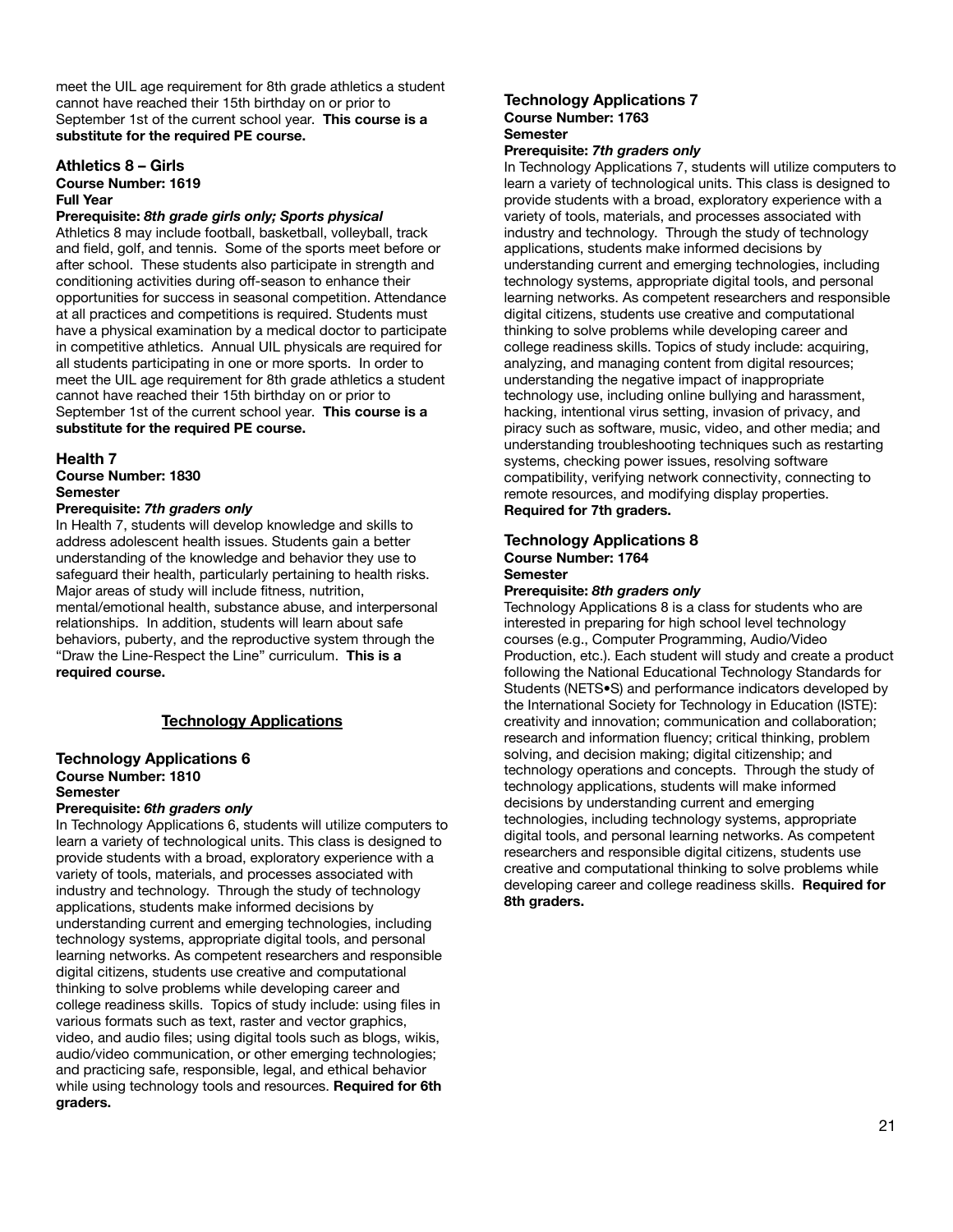meet the UIL age requirement for 8th grade athletics a student cannot have reached their 15th birthday on or prior to September 1st of the current school year. **This course is a substitute for the required PE course.**

### Athletics 8 – Girls

**Course Number: 1619**
**Full Year**
**Prerequisite:** ***8th grade girls only; Sports physical***

Athletics 8 may include football, basketball, volleyball, track and field, golf, and tennis. Some of the sports meet before or after school. These students also participate in strength and conditioning activities during off-season to enhance their opportunities for success in seasonal competition. Attendance at all practices and competitions is required. Students must have a physical examination by a medical doctor to participate in competitive athletics. Annual UIL physicals are required for all students participating in one or more sports. In order to meet the UIL age requirement for 8th grade athletics a student cannot have reached their 15th birthday on or prior to September 1st of the current school year. **This course is a substitute for the required PE course.**

### Health 7

**Course Number: 1830**
**Semester**
**Prerequisite:** ***7th graders only***

In Health 7, students will develop knowledge and skills to address adolescent health issues. Students gain a better understanding of the knowledge and behavior they use to safeguard their health, particularly pertaining to health risks. Major areas of study will include fitness, nutrition, mental/emotional health, substance abuse, and interpersonal relationships. In addition, students will learn about safe behaviors, puberty, and the reproductive system through the "Draw the Line-Respect the Line" curriculum. **This is a required course.**

## Technology Applications

### Technology Applications 6

**Course Number: 1810**
**Semester**
**Prerequisite:** ***6th graders only***

In Technology Applications 6, students will utilize computers to learn a variety of technological units. This class is designed to provide students with a broad, exploratory experience with a variety of tools, materials, and processes associated with industry and technology. Through the study of technology applications, students make informed decisions by understanding current and emerging technologies, including technology systems, appropriate digital tools, and personal learning networks. As competent researchers and responsible digital citizens, students use creative and computational thinking to solve problems while developing career and college readiness skills. Topics of study include: using files in various formats such as text, raster and vector graphics, video, and audio files; using digital tools such as blogs, wikis, audio/video communication, or other emerging technologies; and practicing safe, responsible, legal, and ethical behavior while using technology tools and resources. **Required for 6th graders.**

### Technology Applications 7

**Course Number: 1763**
**Semester**
**Prerequisite:** ***7th graders only***

In Technology Applications 7, students will utilize computers to learn a variety of technological units. This class is designed to provide students with a broad, exploratory experience with a variety of tools, materials, and processes associated with industry and technology. Through the study of technology applications, students make informed decisions by understanding current and emerging technologies, including technology systems, appropriate digital tools, and personal learning networks. As competent researchers and responsible digital citizens, students use creative and computational thinking to solve problems while developing career and college readiness skills. Topics of study include: acquiring, analyzing, and managing content from digital resources; understanding the negative impact of inappropriate technology use, including online bullying and harassment, hacking, intentional virus setting, invasion of privacy, and piracy such as software, music, video, and other media; and understanding troubleshooting techniques such as restarting systems, checking power issues, resolving software compatibility, verifying network connectivity, connecting to remote resources, and modifying display properties. **Required for 7th graders.**

### Technology Applications 8

**Course Number: 1764**
**Semester**
**Prerequisite:** ***8th graders only***

Technology Applications 8 is a class for students who are interested in preparing for high school level technology courses (e.g., Computer Programming, Audio/Video Production, etc.). Each student will study and create a product following the National Educational Technology Standards for Students (NETS•S) and performance indicators developed by the International Society for Technology in Education (ISTE): creativity and innovation; communication and collaboration; research and information fluency; critical thinking, problem solving, and decision making; digital citizenship; and technology operations and concepts. Through the study of technology applications, students will make informed decisions by understanding current and emerging technologies, including technology systems, appropriate digital tools, and personal learning networks. As competent researchers and responsible digital citizens, students use creative and computational thinking to solve problems while developing career and college readiness skills. **Required for 8th graders.**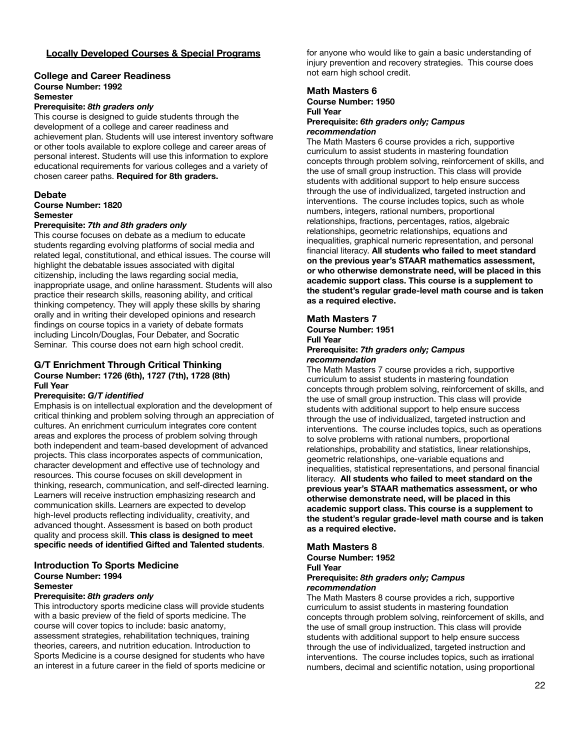## Locally Developed Courses & Special Programs

### College and Career Readiness

**Course Number: 1992**
**Semester**
**Prerequisite:** ***8th graders only***

This course is designed to guide students through the development of a college and career readiness and achievement plan. Students will use interest inventory software or other tools available to explore college and career areas of personal interest. Students will use this information to explore educational requirements for various colleges and a variety of chosen career paths. **Required for 8th graders.**

### Debate

**Course Number: 1820**
**Semester**
**Prerequisite:** ***7th and 8th graders only***

This course focuses on debate as a medium to educate students regarding evolving platforms of social media and related legal, constitutional, and ethical issues. The course will highlight the debatable issues associated with digital citizenship, including the laws regarding social media, inappropriate usage, and online harassment. Students will also practice their research skills, reasoning ability, and critical thinking competency. They will apply these skills by sharing orally and in writing their developed opinions and research findings on course topics in a variety of debate formats including Lincoln/Douglas, Four Debater, and Socratic Seminar. This course does not earn high school credit.

### G/T Enrichment Through Critical Thinking

**Course Number: 1726 (6th), 1727 (7th), 1728 (8th)**
**Full Year**
**Prerequisite:** ***G/T identified***

Emphasis is on intellectual exploration and the development of critical thinking and problem solving through an appreciation of cultures. An enrichment curriculum integrates core content areas and explores the process of problem solving through both independent and team-based development of advanced projects. This class incorporates aspects of communication, character development and effective use of technology and resources. This course focuses on skill development in thinking, research, communication, and self-directed learning. Learners will receive instruction emphasizing research and communication skills. Learners are expected to develop high-level products reflecting individuality, creativity, and advanced thought. Assessment is based on both product quality and process skill. **This class is designed to meet specific needs of identified Gifted and Talented students**.

### Introduction To Sports Medicine

**Course Number: 1994**
**Semester**
**Prerequisite:** ***8th graders only***

This introductory sports medicine class will provide students with a basic preview of the field of sports medicine. The course will cover topics to include: basic anatomy, assessment strategies, rehabilitation techniques, training theories, careers, and nutrition education. Introduction to Sports Medicine is a course designed for students who have an interest in a future career in the field of sports medicine or for anyone who would like to gain a basic understanding of injury prevention and recovery strategies. This course does not earn high school credit.

### Math Masters 6

**Course Number: 1950**
**Full Year**
**Prerequisite:** ***6th graders only; Campus recommendation***

The Math Masters 6 course provides a rich, supportive curriculum to assist students in mastering foundation concepts through problem solving, reinforcement of skills, and the use of small group instruction. This class will provide students with additional support to help ensure success through the use of individualized, targeted instruction and interventions. The course includes topics, such as whole numbers, integers, rational numbers, proportional relationships, fractions, percentages, ratios, algebraic relationships, geometric relationships, equations and inequalities, graphical numeric representation, and personal financial literacy. **All students who failed to meet standard on the previous year's STAAR mathematics assessment, or who otherwise demonstrate need, will be placed in this academic support class. This course is a supplement to the student's regular grade-level math course and is taken as a required elective.**

### Math Masters 7

**Course Number: 1951**
**Full Year**
**Prerequisite:** ***7th graders only; Campus recommendation***

The Math Masters 7 course provides a rich, supportive curriculum to assist students in mastering foundation concepts through problem solving, reinforcement of skills, and the use of small group instruction. This class will provide students with additional support to help ensure success through the use of individualized, targeted instruction and interventions. The course includes topics, such as operations to solve problems with rational numbers, proportional relationships, probability and statistics, linear relationships, geometric relationships, one-variable equations and inequalities, statistical representations, and personal financial literacy. **All students who failed to meet standard on the previous year's STAAR mathematics assessment, or who otherwise demonstrate need, will be placed in this academic support class. This course is a supplement to the student's regular grade-level math course and is taken as a required elective.**

### Math Masters 8

**Course Number: 1952**
**Full Year**
**Prerequisite:** ***8th graders only; Campus recommendation***

The Math Masters 8 course provides a rich, supportive curriculum to assist students in mastering foundation concepts through problem solving, reinforcement of skills, and the use of small group instruction. This class will provide students with additional support to help ensure success through the use of individualized, targeted instruction and interventions. The course includes topics, such as irrational numbers, decimal and scientific notation, using proportional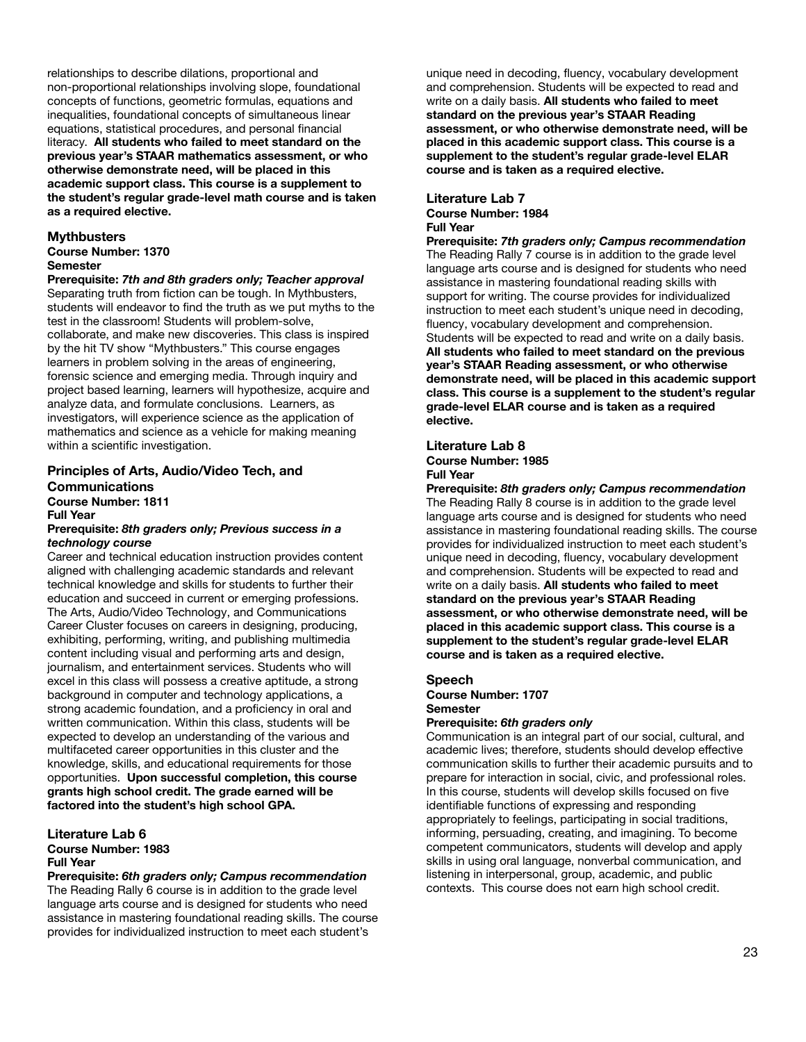relationships to describe dilations, proportional and non-proportional relationships involving slope, foundational concepts of functions, geometric formulas, equations and inequalities, foundational concepts of simultaneous linear equations, statistical procedures, and personal financial literacy. **All students who failed to meet standard on the previous year's STAAR mathematics assessment, or who otherwise demonstrate need, will be placed in this academic support class. This course is a supplement to the student's regular grade-level math course and is taken as a required elective.**

### Mythbusters

**Course Number: 1370**
**Semester**
**Prerequisite:** ***7th and 8th graders only; Teacher approval***

Separating truth from fiction can be tough. In Mythbusters, students will endeavor to find the truth as we put myths to the test in the classroom! Students will problem-solve, collaborate, and make new discoveries. This class is inspired by the hit TV show "Mythbusters." This course engages learners in problem solving in the areas of engineering, forensic science and emerging media. Through inquiry and project based learning, learners will hypothesize, acquire and analyze data, and formulate conclusions. Learners, as investigators, will experience science as the application of mathematics and science as a vehicle for making meaning within a scientific investigation.

### Principles of Arts, Audio/Video Tech, and Communications

**Course Number: 1811**
**Full Year**
**Prerequisite:** ***8th graders only; Previous success in a technology course***

Career and technical education instruction provides content aligned with challenging academic standards and relevant technical knowledge and skills for students to further their education and succeed in current or emerging professions. The Arts, Audio/Video Technology, and Communications Career Cluster focuses on careers in designing, producing, exhibiting, performing, writing, and publishing multimedia content including visual and performing arts and design, journalism, and entertainment services. Students who will excel in this class will possess a creative aptitude, a strong background in computer and technology applications, a strong academic foundation, and a proficiency in oral and written communication. Within this class, students will be expected to develop an understanding of the various and multifaceted career opportunities in this cluster and the knowledge, skills, and educational requirements for those opportunities. **Upon successful completion, this course grants high school credit. The grade earned will be factored into the student's high school GPA.**

### Literature Lab 6

**Course Number: 1983**
**Full Year**
**Prerequisite:** ***6th graders only; Campus recommendation***

The Reading Rally 6 course is in addition to the grade level language arts course and is designed for students who need assistance in mastering foundational reading skills. The course provides for individualized instruction to meet each student's unique need in decoding, fluency, vocabulary development and comprehension. Students will be expected to read and write on a daily basis. **All students who failed to meet standard on the previous year's STAAR Reading assessment, or who otherwise demonstrate need, will be placed in this academic support class. This course is a supplement to the student's regular grade-level ELAR course and is taken as a required elective.**

### Literature Lab 7

**Course Number: 1984**
**Full Year**
**Prerequisite:** ***7th graders only; Campus recommendation***

The Reading Rally 7 course is in addition to the grade level language arts course and is designed for students who need assistance in mastering foundational reading skills with support for writing. The course provides for individualized instruction to meet each student's unique need in decoding, fluency, vocabulary development and comprehension. Students will be expected to read and write on a daily basis. **All students who failed to meet standard on the previous year's STAAR Reading assessment, or who otherwise demonstrate need, will be placed in this academic support class. This course is a supplement to the student's regular grade-level ELAR course and is taken as a required elective.**

### Literature Lab 8

**Course Number: 1985**
**Full Year**
**Prerequisite:** ***8th graders only; Campus recommendation***

The Reading Rally 8 course is in addition to the grade level language arts course and is designed for students who need assistance in mastering foundational reading skills. The course provides for individualized instruction to meet each student's unique need in decoding, fluency, vocabulary development and comprehension. Students will be expected to read and write on a daily basis. **All students who failed to meet standard on the previous year's STAAR Reading assessment, or who otherwise demonstrate need, will be placed in this academic support class. This course is a supplement to the student's regular grade-level ELAR course and is taken as a required elective.**

### Speech

**Course Number: 1707**
**Semester**
**Prerequisite:** ***6th graders only***

Communication is an integral part of our social, cultural, and academic lives; therefore, students should develop effective communication skills to further their academic pursuits and to prepare for interaction in social, civic, and professional roles. In this course, students will develop skills focused on five identifiable functions of expressing and responding appropriately to feelings, participating in social traditions, informing, persuading, creating, and imagining. To become competent communicators, students will develop and apply skills in using oral language, nonverbal communication, and listening in interpersonal, group, academic, and public contexts. This course does not earn high school credit.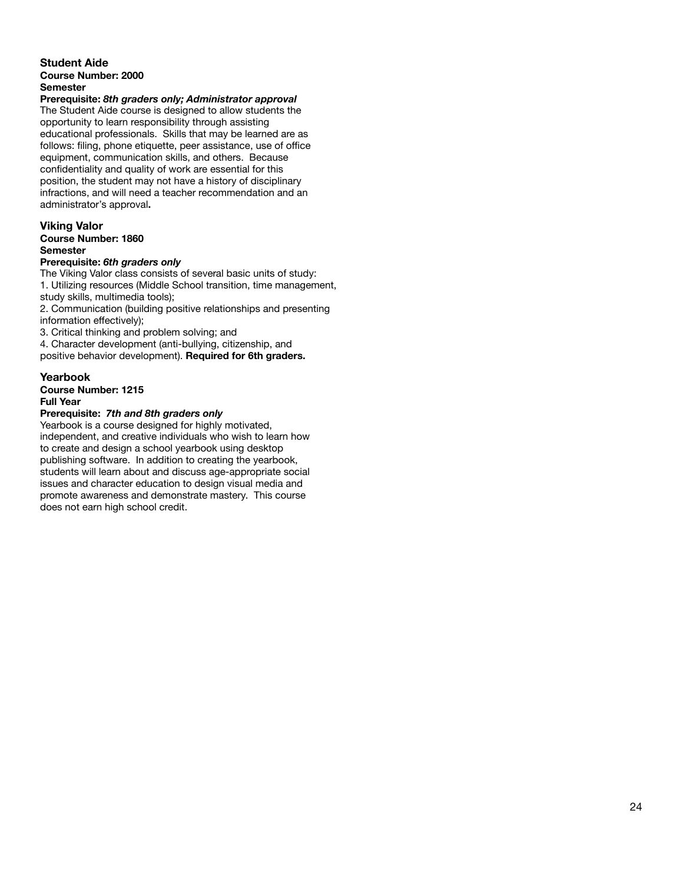### Student Aide

**Course Number: 2000**
**Semester**
**Prerequisite:** ***8th graders only; Administrator approval***

The Student Aide course is designed to allow students the opportunity to learn responsibility through assisting educational professionals. Skills that may be learned are as follows: filing, phone etiquette, peer assistance, use of office equipment, communication skills, and others. Because confidentiality and quality of work are essential for this position, the student may not have a history of disciplinary infractions, and will need a teacher recommendation and an administrator's approval**.**

### Viking Valor

**Course Number: 1860**
**Semester**
**Prerequisite:** ***6th graders only***

The Viking Valor class consists of several basic units of study:

1. Utilizing resources (Middle School transition, time management, study skills, multimedia tools);
2. Communication (building positive relationships and presenting information effectively);
3. Critical thinking and problem solving; and
4. Character development (anti-bullying, citizenship, and positive behavior development). **Required for 6th graders.**

### Yearbook

**Course Number: 1215**
**Full Year**
**Prerequisite:** ***7th and 8th graders only***

Yearbook is a course designed for highly motivated, independent, and creative individuals who wish to learn how to create and design a school yearbook using desktop publishing software. In addition to creating the yearbook, students will learn about and discuss age-appropriate social issues and character education to design visual media and promote awareness and demonstrate mastery. This course does not earn high school credit.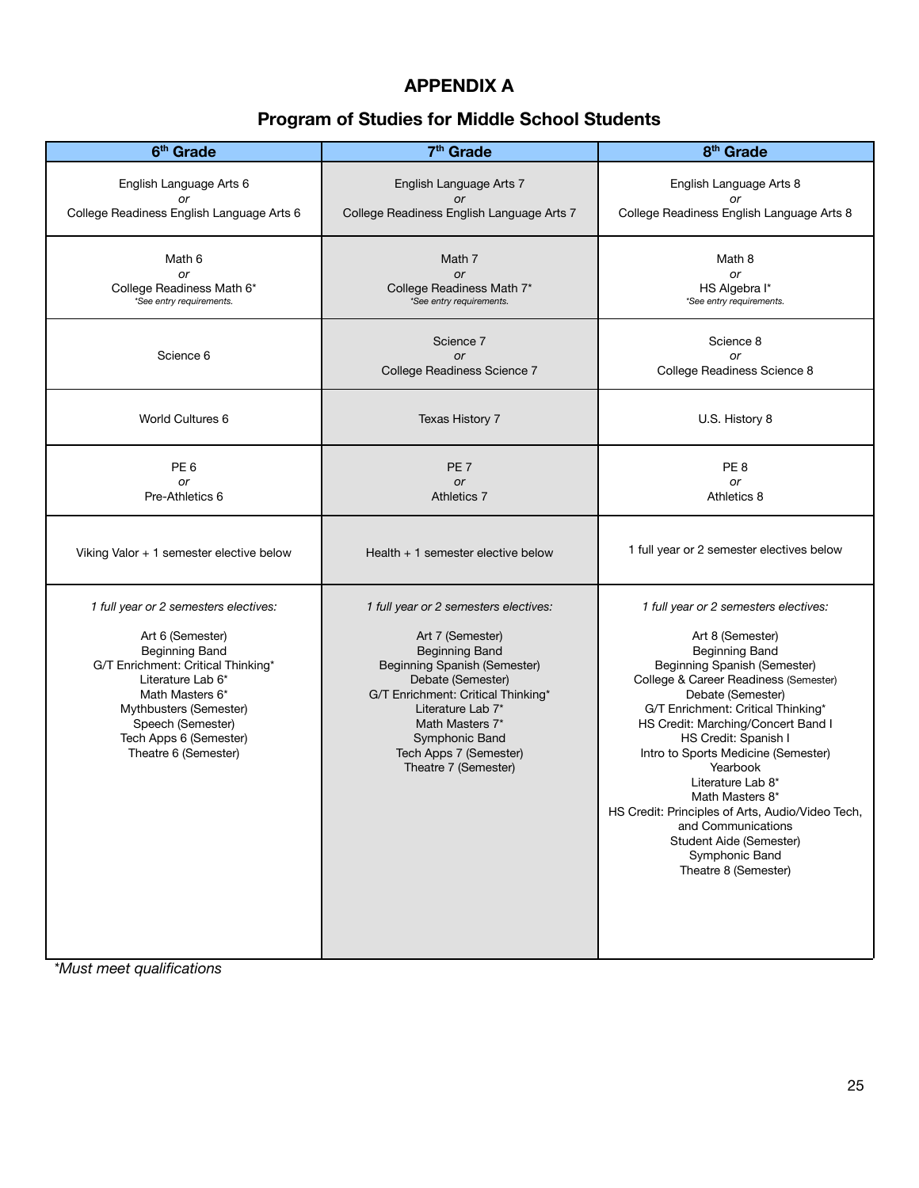## APPENDIX A

## Program of Studies for Middle School Students

| 6th Grade | 7th Grade | 8th Grade |
|---|---|---|
| English Language Arts 6 *or* College Readiness English Language Arts 6 | English Language Arts 7 *or* College Readiness English Language Arts 7 | English Language Arts 8 *or* College Readiness English Language Arts 8 |
| Math 6 *or* College Readiness Math 6* *\*See entry requirements.* | Math 7 *or* College Readiness Math 7* *\*See entry requirements.* | Math 8 *or* HS Algebra I* *\*See entry requirements.* |
| Science 6 | Science 7 *or* College Readiness Science 7 | Science 8 *or* College Readiness Science 8 |
| World Cultures 6 | Texas History 7 | U.S. History 8 |
| PE 6 *or* Pre-Athletics 6 | PE 7 *or* Athletics 7 | PE 8 *or* Athletics 8 |
| Viking Valor + 1 semester elective below | Health + 1 semester elective below | 1 full year or 2 semester electives below |
| *1 full year or 2 semesters electives:*<br><br>Art 6 (Semester)<br>Beginning Band<br>G/T Enrichment: Critical Thinking*<br>Literature Lab 6*<br>Math Masters 6*<br>Mythbusters (Semester)<br>Speech (Semester)<br>Tech Apps 6 (Semester)<br>Theatre 6 (Semester) | *1 full year or 2 semesters electives:*<br><br>Art 7 (Semester)<br>Beginning Band<br>Beginning Spanish (Semester)<br>Debate (Semester)<br>G/T Enrichment: Critical Thinking*<br>Literature Lab 7*<br>Math Masters 7*<br>Symphonic Band<br>Tech Apps 7 (Semester)<br>Theatre 7 (Semester) | *1 full year or 2 semesters electives:*<br><br>Art 8 (Semester)<br>Beginning Band<br>Beginning Spanish (Semester)<br>College & Career Readiness (Semester)<br>Debate (Semester)<br>G/T Enrichment: Critical Thinking*<br>HS Credit: Marching/Concert Band I<br>HS Credit: Spanish I<br>Intro to Sports Medicine (Semester)<br>Yearbook<br>Literature Lab 8*<br>Math Masters 8*<br>HS Credit: Principles of Arts, Audio/Video Tech, and Communications<br>Student Aide (Semester)<br>Symphonic Band<br>Theatre 8 (Semester) |

*\*Must meet qualifications*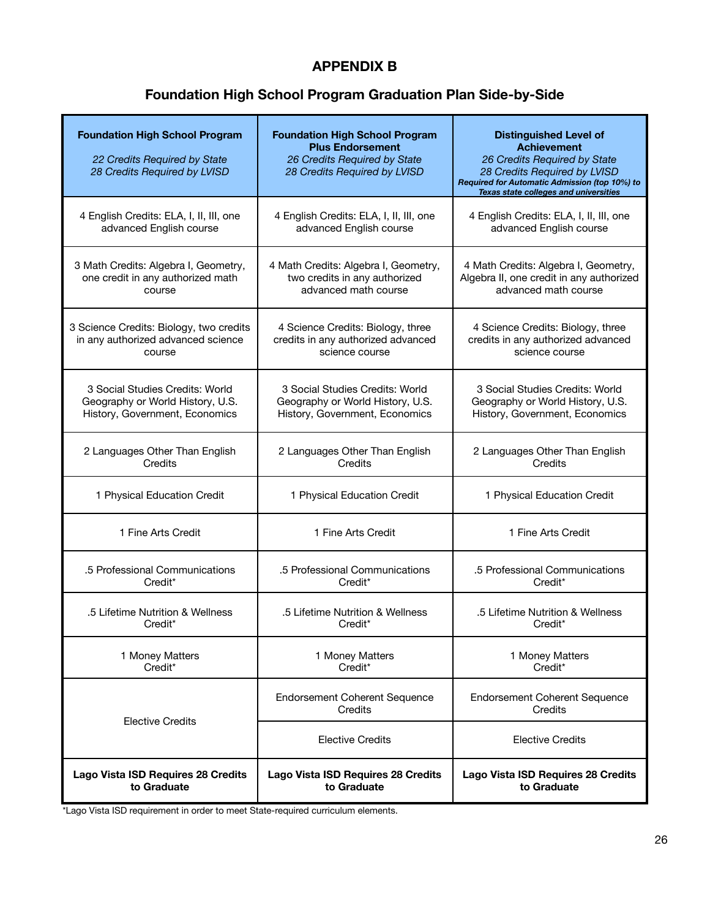# APPENDIX B

## Foundation High School Program Graduation Plan Side-by-Side

| **Foundation High School Program**<br>*22 Credits Required by State*<br>*28 Credits Required by LVISD* | **Foundation High School Program Plus Endorsement**<br>*26 Credits Required by State*<br>*28 Credits Required by LVISD* | **Distinguished Level of Achievement**<br>*26 Credits Required by State*<br>*28 Credits Required by LVISD*<br>***Required for Automatic Admission (top 10%) to Texas state colleges and universities*** |
|---|---|---|
| 4 English Credits: ELA, I, II, III, one advanced English course | 4 English Credits: ELA, I, II, III, one advanced English course | 4 English Credits: ELA, I, II, III, one advanced English course |
| 3 Math Credits: Algebra I, Geometry, one credit in any authorized math course | 4 Math Credits: Algebra I, Geometry, two credits in any authorized advanced math course | 4 Math Credits: Algebra I, Geometry, Algebra II, one credit in any authorized advanced math course |
| 3 Science Credits: Biology, two credits in any authorized advanced science course | 4 Science Credits: Biology, three credits in any authorized advanced science course | 4 Science Credits: Biology, three credits in any authorized advanced science course |
| 3 Social Studies Credits: World Geography or World History, U.S. History, Government, Economics | 3 Social Studies Credits: World Geography or World History, U.S. History, Government, Economics | 3 Social Studies Credits: World Geography or World History, U.S. History, Government, Economics |
| 2 Languages Other Than English Credits | 2 Languages Other Than English Credits | 2 Languages Other Than English Credits |
| 1 Physical Education Credit | 1 Physical Education Credit | 1 Physical Education Credit |
| 1 Fine Arts Credit | 1 Fine Arts Credit | 1 Fine Arts Credit |
| .5 Professional Communications Credit* | .5 Professional Communications Credit* | .5 Professional Communications Credit* |
| .5 Lifetime Nutrition & Wellness Credit* | .5 Lifetime Nutrition & Wellness Credit* | .5 Lifetime Nutrition & Wellness Credit* |
| 1 Money Matters Credit* | 1 Money Matters Credit* | 1 Money Matters Credit* |
| Elective Credits | Endorsement Coherent Sequence Credits | Endorsement Coherent Sequence Credits |
| | Elective Credits | Elective Credits |
| **Lago Vista ISD Requires 28 Credits to Graduate** | **Lago Vista ISD Requires 28 Credits to Graduate** | **Lago Vista ISD Requires 28 Credits to Graduate** |

*Lago Vista ISD requirement in order to meet State-required curriculum elements.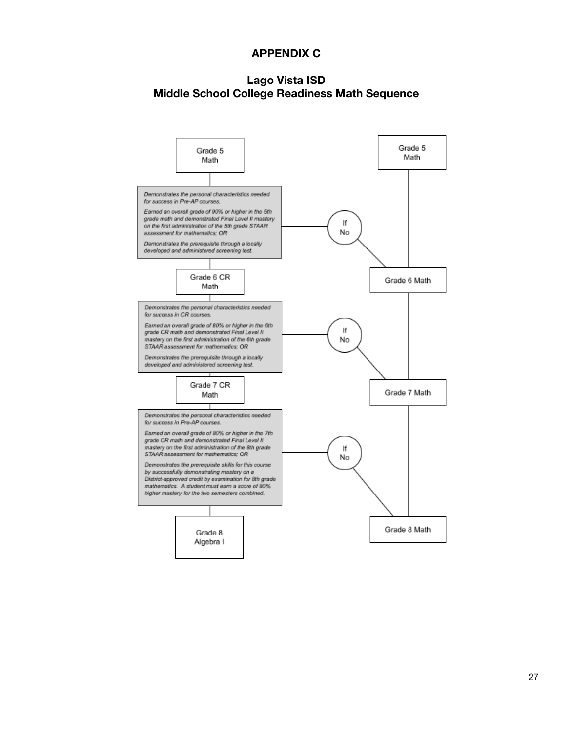## APPENDIX C

## Lago Vista ISD
## Middle School College Readiness Math Sequence

Grade 5 Math

*Demonstrates the personal characteristics needed for success in Pre-AP courses.*

*Earned an overall grade of 90% or higher in the 5th grade math and demonstrated Final Level II mastery on the first administration of the 5th grade STAAR assessment for mathematics; OR*

*Demonstrates the prerequisite through a locally developed and administered screening test.*

If No

Grade 6 CR Math

*Demonstrates the personal characteristics needed for success in CR courses.*

*Earned an overall grade of 80% or higher in the 6th grade CR math and demonstrated Final Level II mastery on the first administration of the 6th grade STAAR assessment for mathematics; OR*

*Demonstrates the prerequisite through a locally developed and administered screening test.*

If No

Grade 7 CR Math

*Demonstrates the personal characteristics needed for success in Pre-AP courses.*

*Earned an overall grade of 80% or higher in the 7th grade CR math and demonstrated Final Level II mastery on the first administration of the 8th grade STAAR assessment for mathematics; OR*

*Demonstrates the prerequisite skills for this course by successfully demonstrating mastery on a District-approved credit by examination for 8th grade mathematics. A student must earn a score of 80% higher mastery for the two semesters combined.*

If No

Grade 8 Algebra I

Grade 5 Math

Grade 6 Math

Grade 7 Math

Grade 8 Math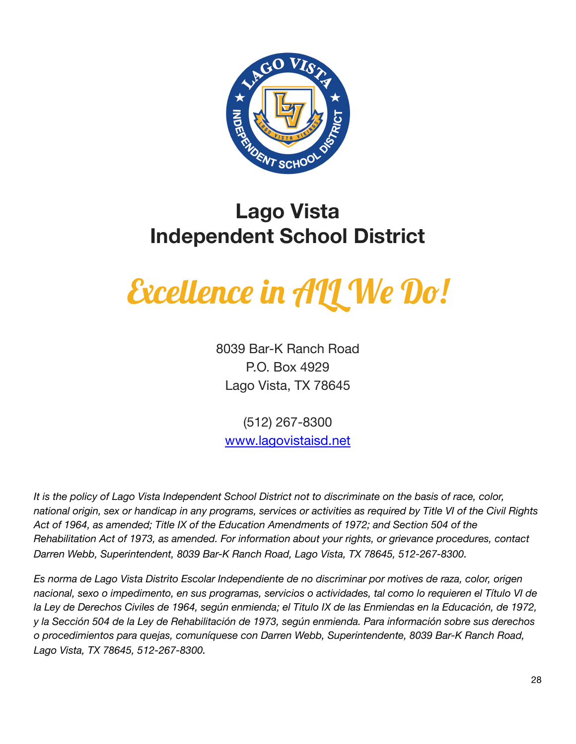# Lago Vista
# Independent School District

*Excellence in ALL We Do!*

8039 Bar-K Ranch Road
P.O. Box 4929
Lago Vista, TX 78645

(512) 267-8300
[www.lagovistaisd.net](http://www.lagovistaisd.net)

*It is the policy of Lago Vista Independent School District not to discriminate on the basis of race, color, national origin, sex or handicap in any programs, services or activities as required by Title VI of the Civil Rights Act of 1964, as amended; Title IX of the Education Amendments of 1972; and Section 504 of the Rehabilitation Act of 1973, as amended. For information about your rights, or grievance procedures, contact Darren Webb, Superintendent, 8039 Bar-K Ranch Road, Lago Vista, TX 78645, 512-267-8300.*

*Es norma de Lago Vista Distrito Escolar Independiente de no discriminar por motives de raza, color, origen nacional, sexo o impedimento, en sus programas, servicios o actividades, tal como lo requieren el Título VI de la Ley de Derechos Civiles de 1964, según enmienda; el Titulo IX de las Enmiendas en la Educación, de 1972, y la Sección 504 de la Ley de Rehabilitación de 1973, según enmienda. Para información sobre sus derechos o procedimientos para quejas, comuníquese con Darren Webb, Superintendente, 8039 Bar-K Ranch Road, Lago Vista, TX 78645, 512-267-8300.*